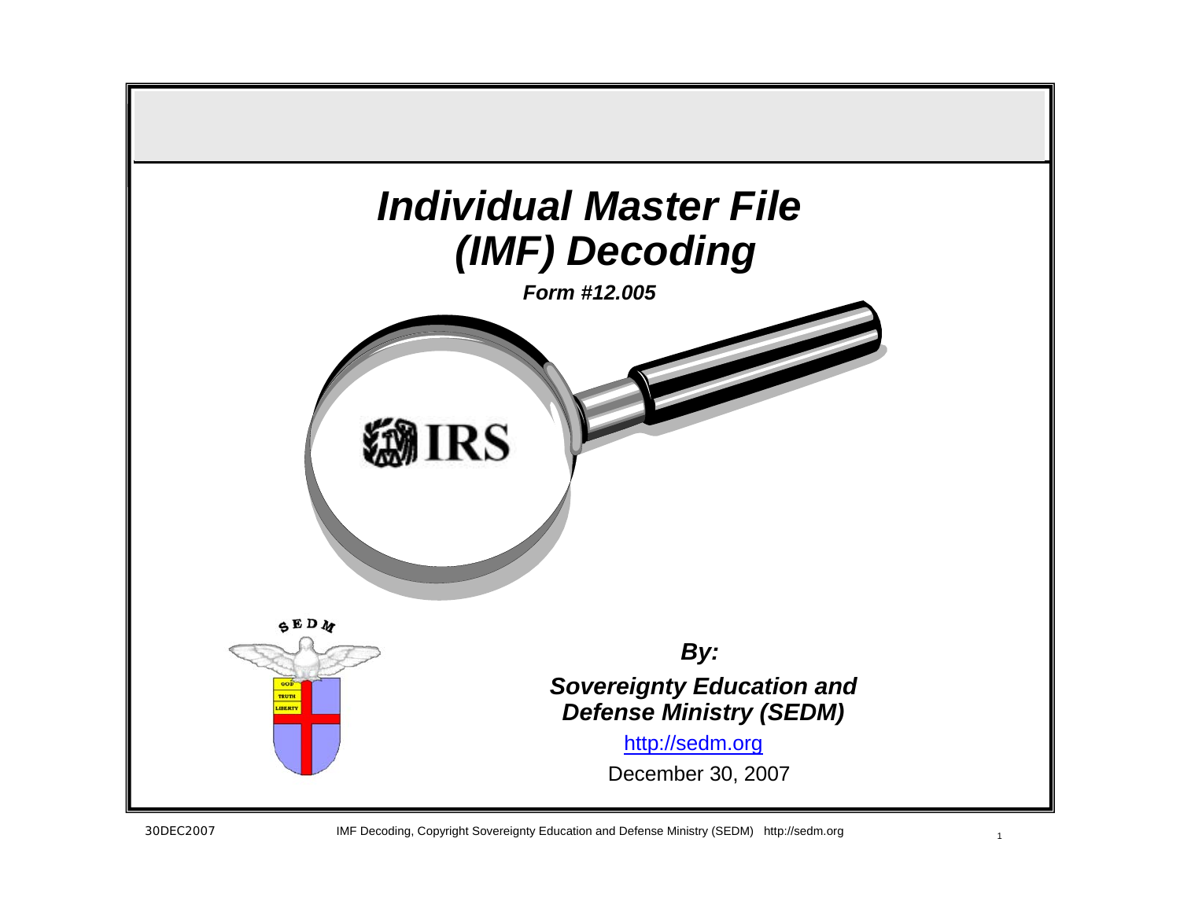# Individual Master File (IMF) Decoding

***Form #12.005***

IRS

***By:***

***Sovereignty Education and Defense Ministry (SEDM)***

http://sedm.org

December 30, 2007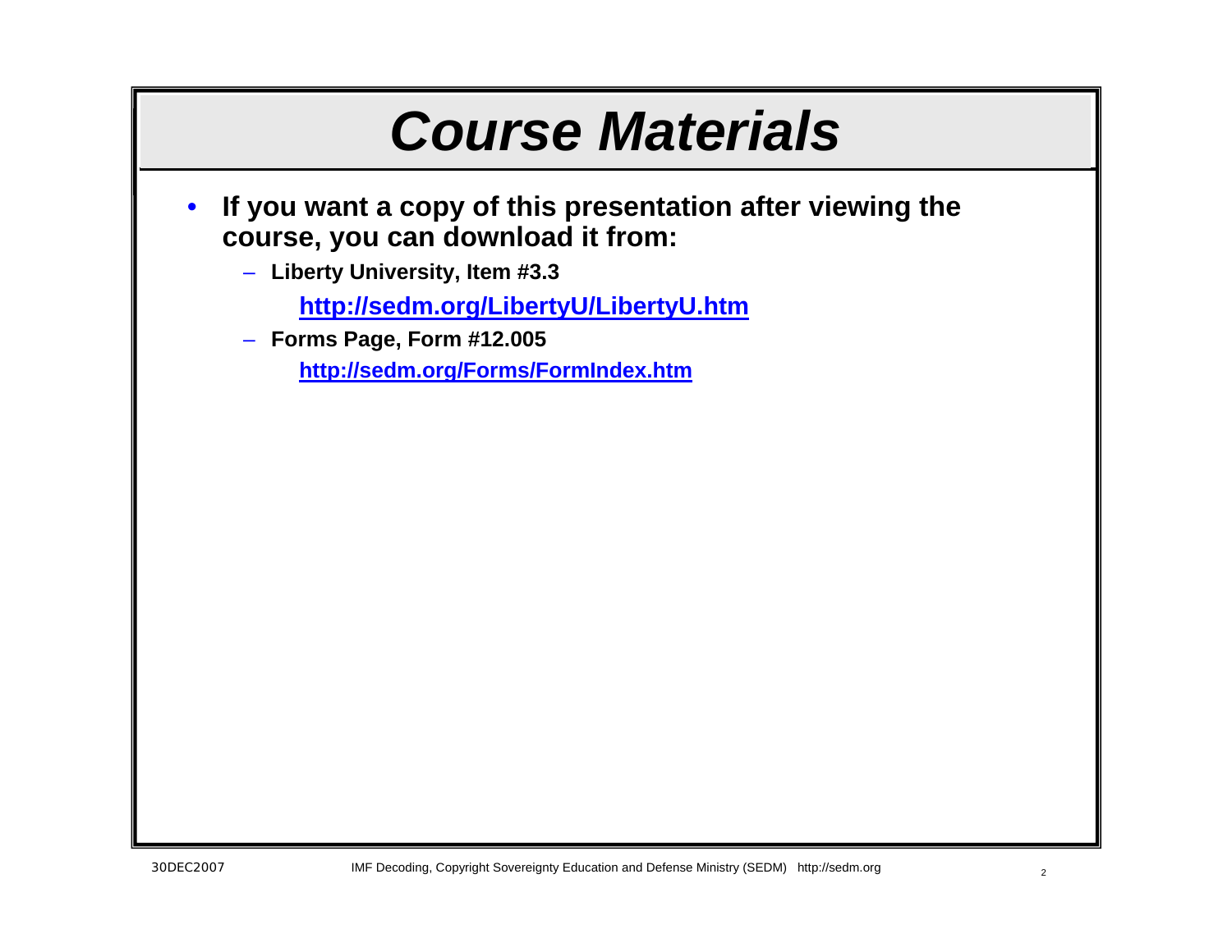# Course Materials

- **If you want a copy of this presentation after viewing the course, you can download it from:**
  - **Liberty University, Item #3.3**

    **http://sedm.org/LibertyU/LibertyU.htm**
  - **Forms Page, Form #12.005**

    **http://sedm.org/Forms/FormIndex.htm**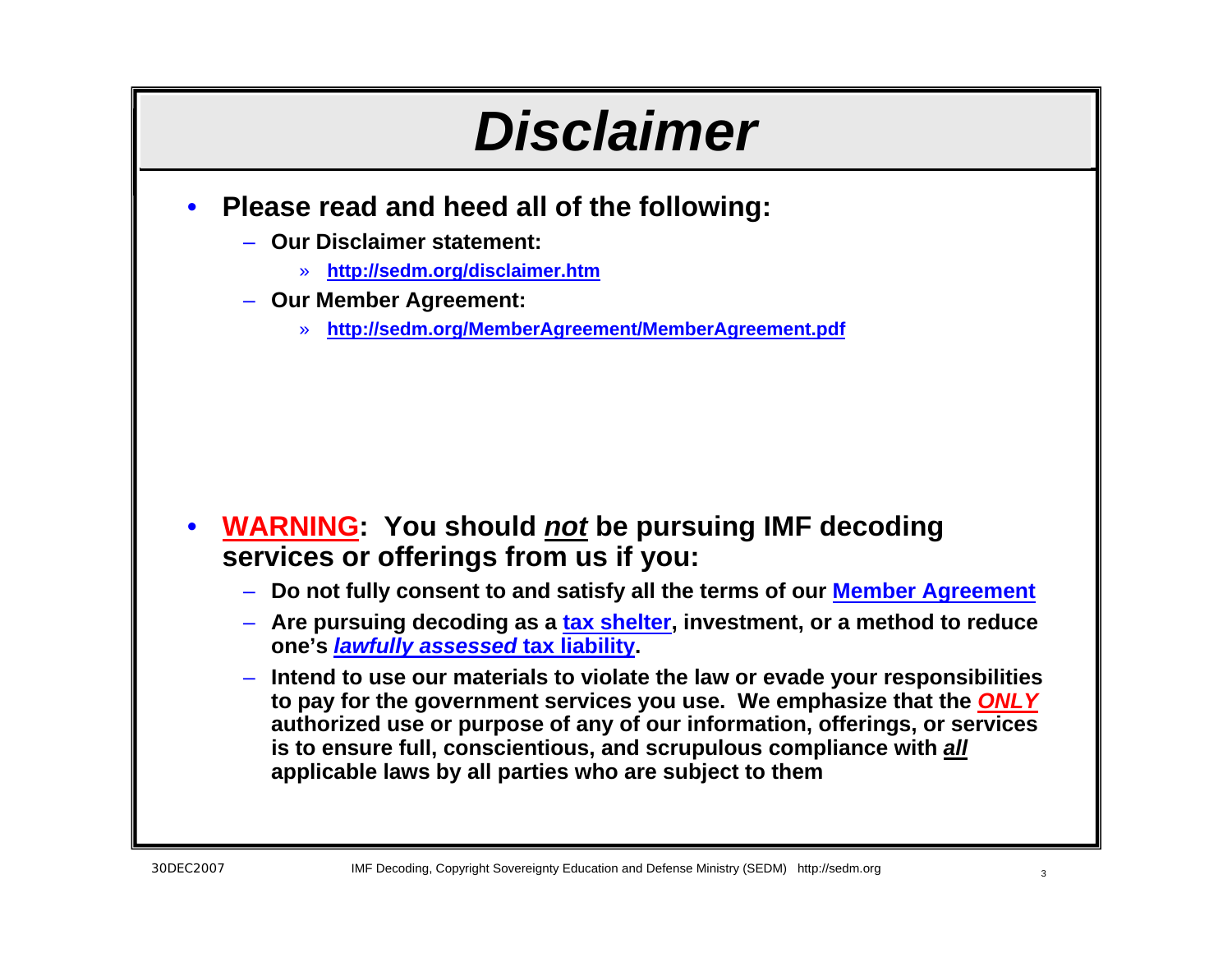# *Disclaimer*

- **Please read and heed all of the following:**
  - **Our Disclaimer statement:**
    - **http://sedm.org/disclaimer.htm**
  - **Our Member Agreement:**
    - **http://sedm.org/MemberAgreement/MemberAgreement.pdf**

- **WARNING: You should *not* be pursuing IMF decoding services or offerings from us if you:**
  - **Do not fully consent to and satisfy all the terms of our Member Agreement**
  - **Are pursuing decoding as a tax shelter, investment, or a method to reduce one's *lawfully assessed* tax liability.**
  - **Intend to use our materials to violate the law or evade your responsibilities to pay for the government services you use. We emphasize that the *ONLY* authorized use or purpose of any of our information, offerings, or services is to ensure full, conscientious, and scrupulous compliance with *all* applicable laws by all parties who are subject to them**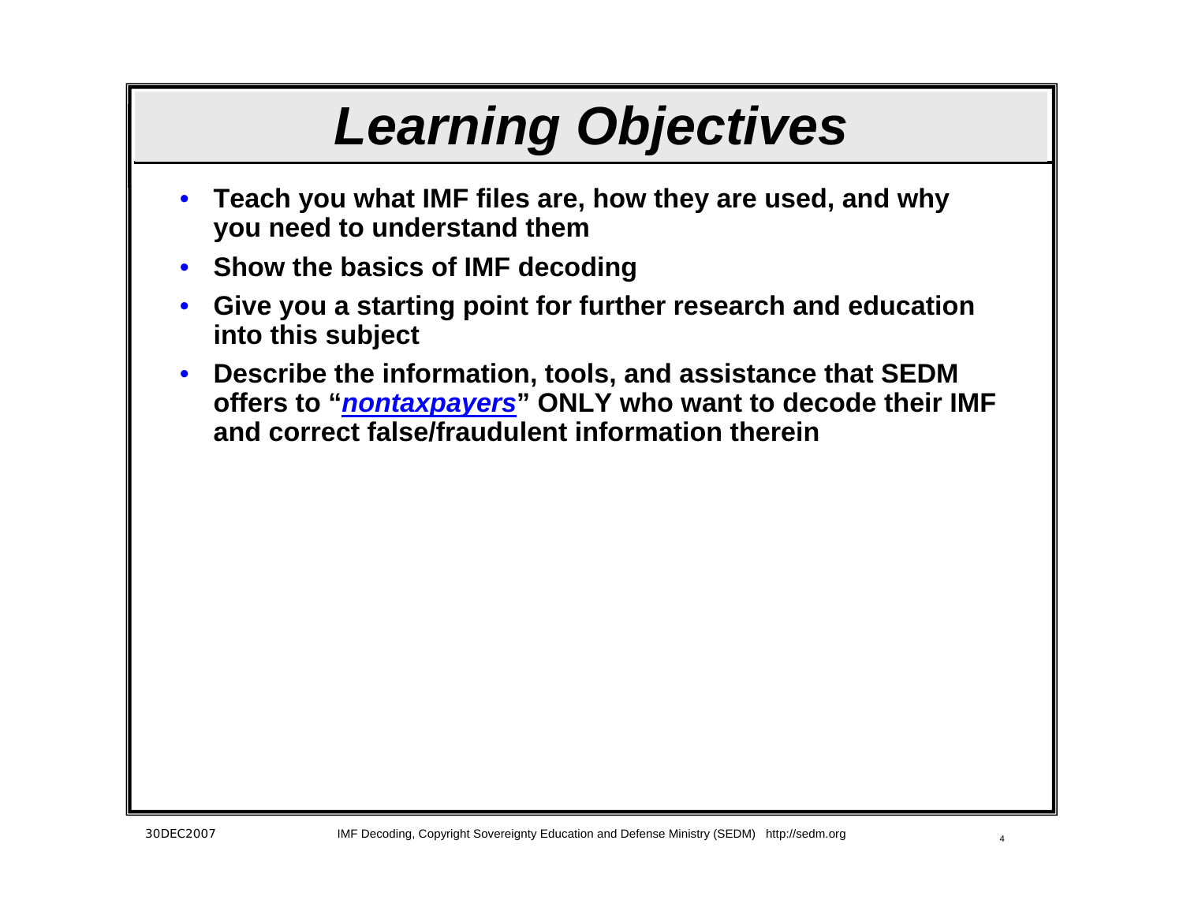# Learning Objectives

- **Teach you what IMF files are, how they are used, and why you need to understand them**
- **Show the basics of IMF decoding**
- **Give you a starting point for further research and education into this subject**
- **Describe the information, tools, and assistance that SEDM offers to "*nontaxpayers*" ONLY who want to decode their IMF and correct false/fraudulent information therein**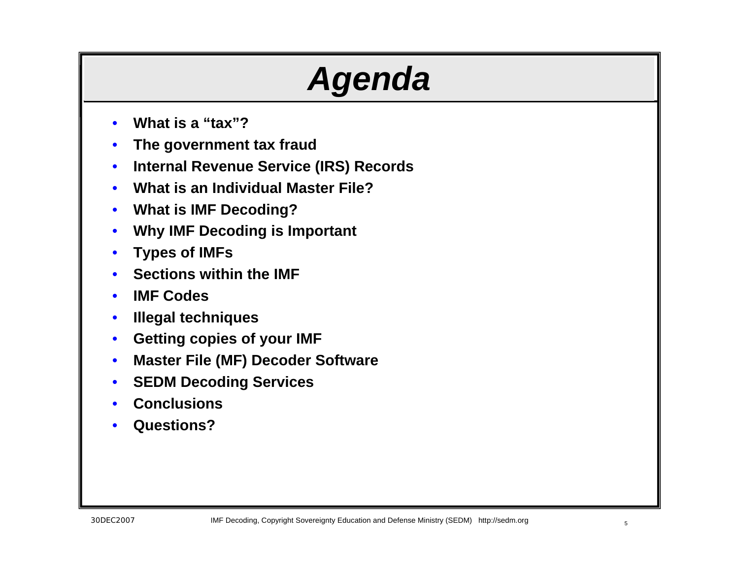# *Agenda*

- **What is a "tax"?**
- **The government tax fraud**
- **Internal Revenue Service (IRS) Records**
- **What is an Individual Master File?**
- **What is IMF Decoding?**
- **Why IMF Decoding is Important**
- **Types of IMFs**
- **Sections within the IMF**
- **IMF Codes**
- **Illegal techniques**
- **Getting copies of your IMF**
- **Master File (MF) Decoder Software**
- **SEDM Decoding Services**
- **Conclusions**
- **Questions?**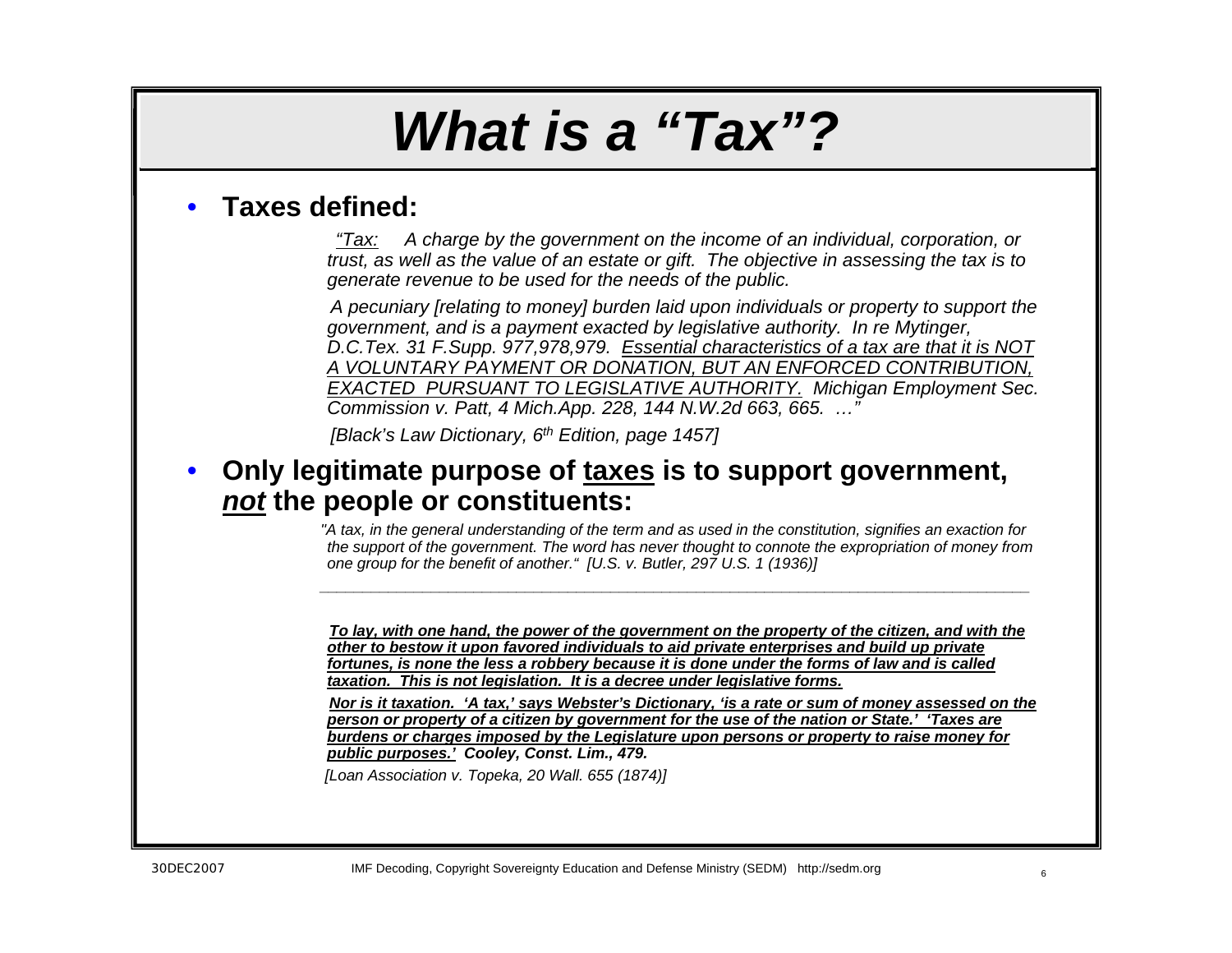# *What is a "Tax"?*

- **Taxes defined:**

> *"<u>Tax:</u> A charge by the government on the income of an individual, corporation, or trust, as well as the value of an estate or gift. The objective in assessing the tax is to generate revenue to be used for the needs of the public.*
>
> *A pecuniary [relating to money] burden laid upon individuals or property to support the government, and is a payment exacted by legislative authority. In re Mytinger, D.C.Tex. 31 F.Supp. 977,978,979. <u>Essential characteristics of a tax are that it is NOT A VOLUNTARY PAYMENT OR DONATION, BUT AN ENFORCED CONTRIBUTION, EXACTED PURSUANT TO LEGISLATIVE AUTHORITY.</u> Michigan Employment Sec. Commission v. Patt, 4 Mich.App. 228, 144 N.W.2d 663, 665. …"*
>
> *[Black's Law Dictionary, 6th Edition, page 1457]*

- **Only legitimate purpose of <u>taxes</u> is to support government, <u>*not*</u> the people or constituents:**

> *"A tax, in the general understanding of the term and as used in the constitution, signifies an exaction for the support of the government. The word has never thought to connote the expropriation of money from one group for the benefit of another." [U.S. v. Butler, 297 U.S. 1 (1936)]*

---

> ***<u>To lay, with one hand, the power of the government on the property of the citizen, and with the other to bestow it upon favored individuals to aid private enterprises and build up private fortunes, is none the less a robbery because it is done under the forms of law and is called taxation. This is not legislation. It is a decree under legislative forms.</u>***
>
> ***<u>Nor is it taxation. 'A tax,' says Webster's Dictionary, 'is a rate or sum of money assessed on the person or property of a citizen by government for the use of the nation or State.' 'Taxes are burdens or charges imposed by the Legislature upon persons or property to raise money for public purposes.'</u> Cooley, Const. Lim., 479.***
>
> *[Loan Association v. Topeka, 20 Wall. 655 (1874)]*

30DEC2007 IMF Decoding, Copyright Sovereignty Education and Defense Ministry (SEDM) http://sedm.org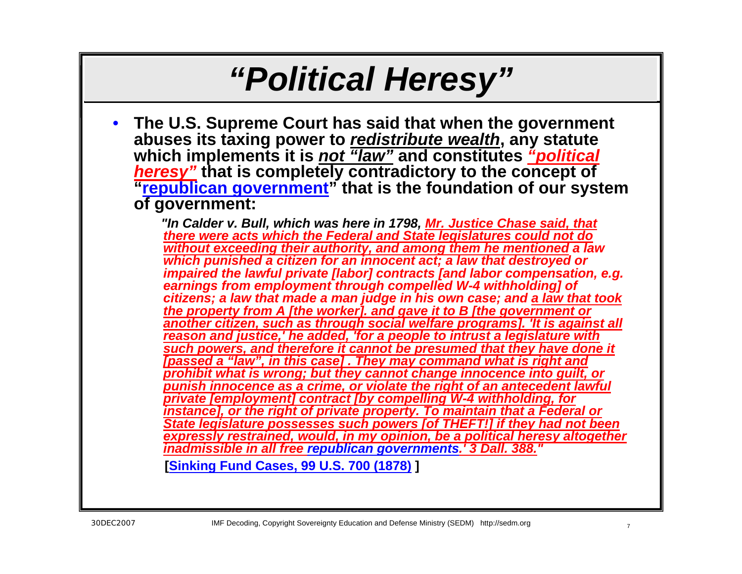# *"Political Heresy"*

- **The U.S. Supreme Court has said that when the government abuses its taxing power to *redistribute wealth*, any statute which implements it is *not "law"* and constitutes *"political heresy"* that is completely contradictory to the concept of "republican government" that is the foundation of our system of government:**

> ***"In Calder v. Bull, which was here in 1798, Mr. Justice Chase said, that there were acts which the Federal and State legislatures could not do without exceeding their authority, and among them he mentioned a law which punished a citizen for an innocent act; a law that destroyed or impaired the lawful private [labor] contracts [and labor compensation, e.g. earnings from employment through compelled W-4 withholding] of citizens; a law that made a man judge in his own case; and a law that took the property from A [the worker]. and gave it to B [the government or another citizen, such as through social welfare programs]. 'It is against all reason and justice,' he added, 'for a people to intrust a legislature with such powers, and therefore it cannot be presumed that they have done it [passed a "law", in this case] . They may command what is right and prohibit what is wrong; but they cannot change innocence into guilt, or punish innocence as a crime, or violate the right of an antecedent lawful private [employment] contract [by compelling W-4 withholding, for instance], or the right of private property. To maintain that a Federal or State legislature possesses such powers [of THEFT!] if they had not been expressly restrained, would, in my opinion, be a political heresy altogether inadmissible in all free republican governments.' 3 Dall. 388."***
>
> **[Sinking Fund Cases, 99 U.S. 700 (1878) ]**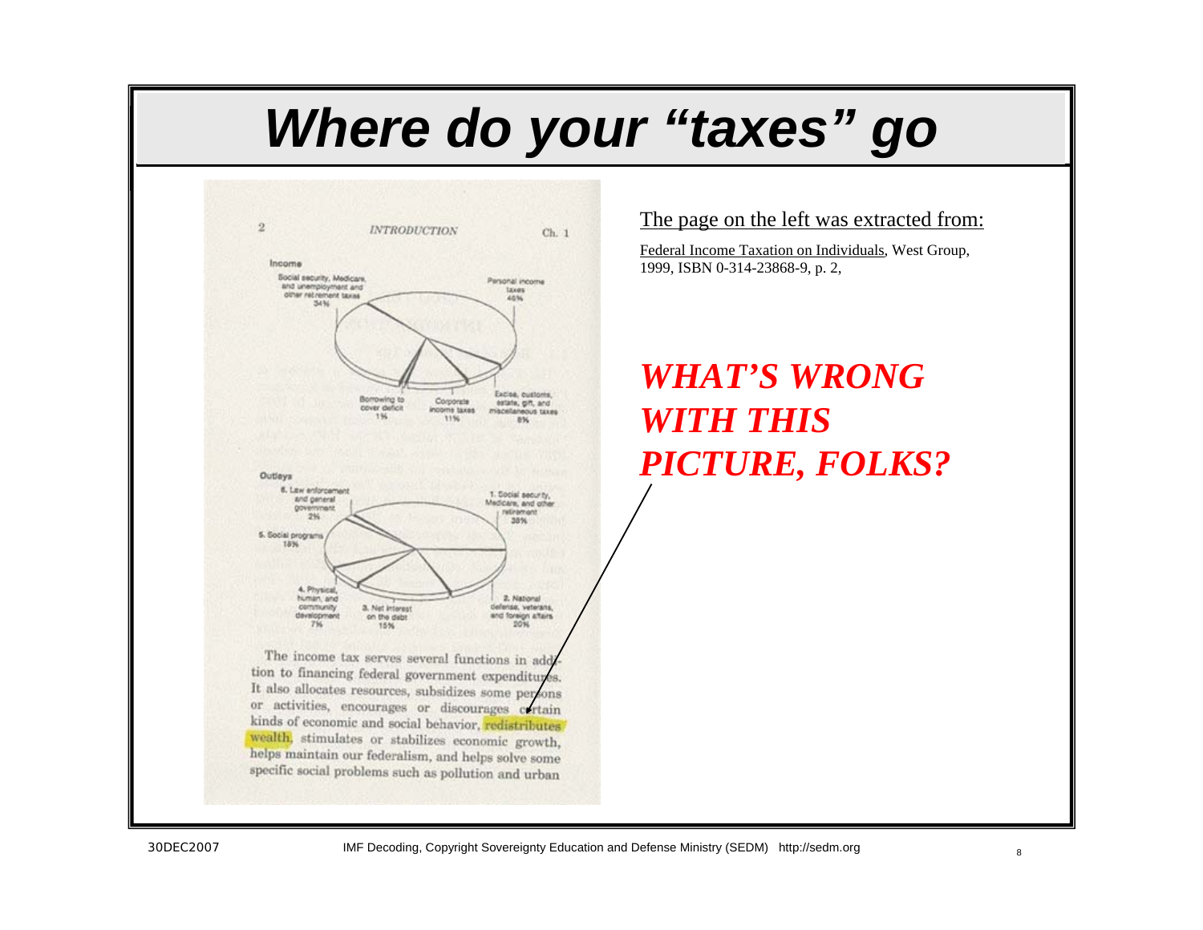# Where do your "taxes" go

2 INTRODUCTION Ch. 1

**Income**

- Social security, Medicare, and unemployment and other retirement taxes 34%
- Personal income taxes 46%
- Borrowing to cover deficit 1%
- Corporate income taxes 11%
- Excise, customs, estate, gift, and miscellaneous taxes 8%

**Outlays**

- 1. Social security, Medicare, and other retirement 38%
- 2. National defense, veterans, and foreign affairs 20%
- 3. Net interest on the debt 15%
- 4. Physical, human, and community development 7%
- 5. Social programs 18%
- 6. Law enforcement and general government 2%

The income tax serves several functions in addition to financing federal government expenditures. It also allocates resources, subsidizes some persons or activities, encourages or discourages certain kinds of economic and social behavior, redistributes wealth, stimulates or stabilizes economic growth, helps maintain our federalism, and helps solve some specific social problems such as pollution and urban

The page on the left was extracted from:

Federal Income Taxation on Individuals, West Group, 1999, ISBN 0-314-23868-9, p. 2,

***WHAT'S WRONG WITH THIS PICTURE, FOLKS?***

30DEC2007 IMF Decoding, Copyright Sovereignty Education and Defense Ministry (SEDM) http://sedm.org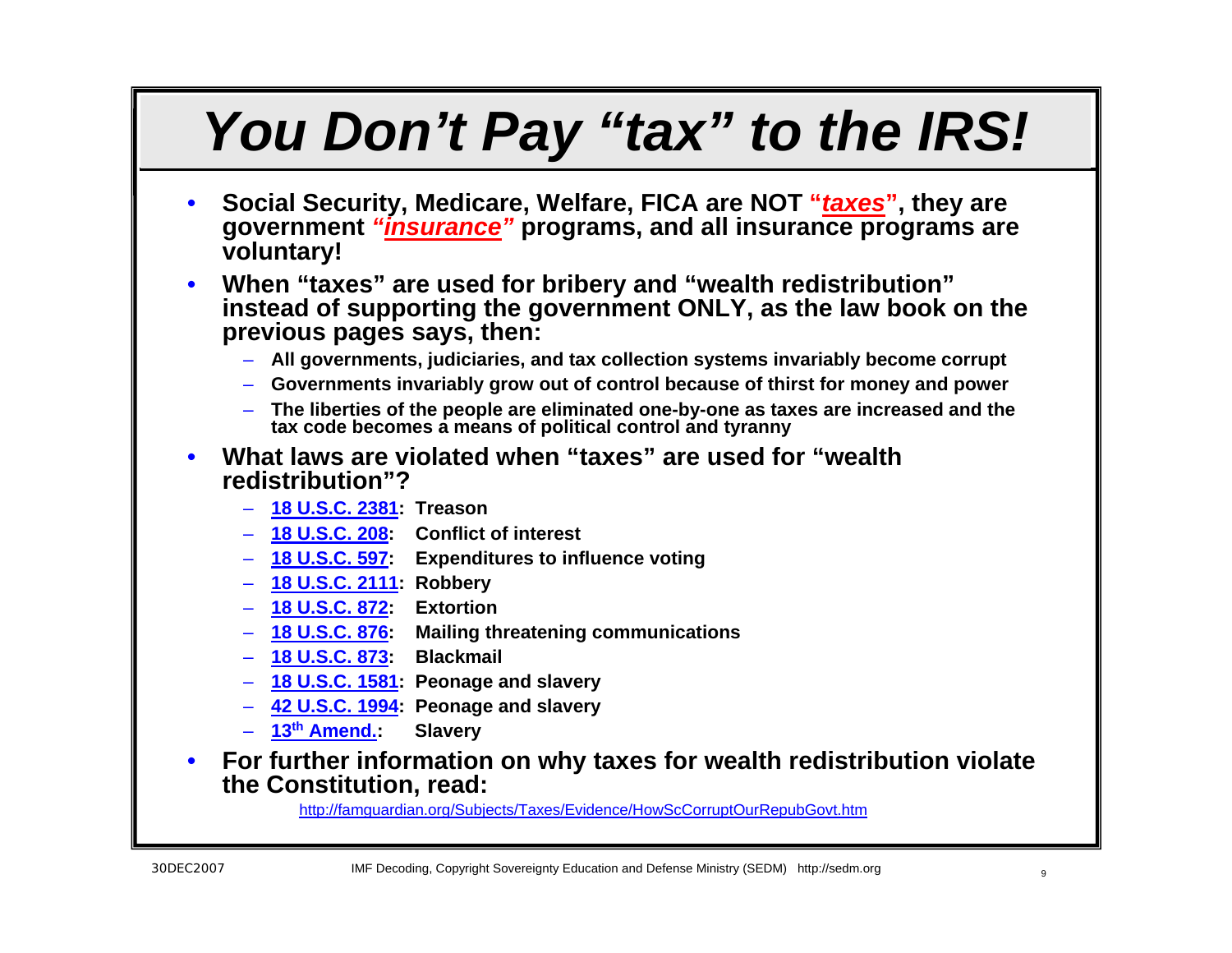# *You Don't Pay "tax" to the IRS!*

- **Social Security, Medicare, Welfare, FICA are NOT "*taxes*", they are government *"insurance"* programs, and all insurance programs are voluntary!**
- **When "taxes" are used for bribery and "wealth redistribution" instead of supporting the government ONLY, as the law book on the previous pages says, then:**
  - **All governments, judiciaries, and tax collection systems invariably become corrupt**
  - **Governments invariably grow out of control because of thirst for money and power**
  - **The liberties of the people are eliminated one-by-one as taxes are increased and the tax code becomes a means of political control and tyranny**
- **What laws are violated when "taxes" are used for "wealth redistribution"?**
  - **18 U.S.C. 2381: Treason**
  - **18 U.S.C. 208: Conflict of interest**
  - **18 U.S.C. 597: Expenditures to influence voting**
  - **18 U.S.C. 2111: Robbery**
  - **18 U.S.C. 872: Extortion**
  - **18 U.S.C. 876: Mailing threatening communications**
  - **18 U.S.C. 873: Blackmail**
  - **18 U.S.C. 1581: Peonage and slavery**
  - **42 U.S.C. 1994: Peonage and slavery**
  - **13th Amend.: Slavery**
- **For further information on why taxes for wealth redistribution violate the Constitution, read:**

  http://famguardian.org/Subjects/Taxes/Evidence/HowScCorruptOurRepubGovt.htm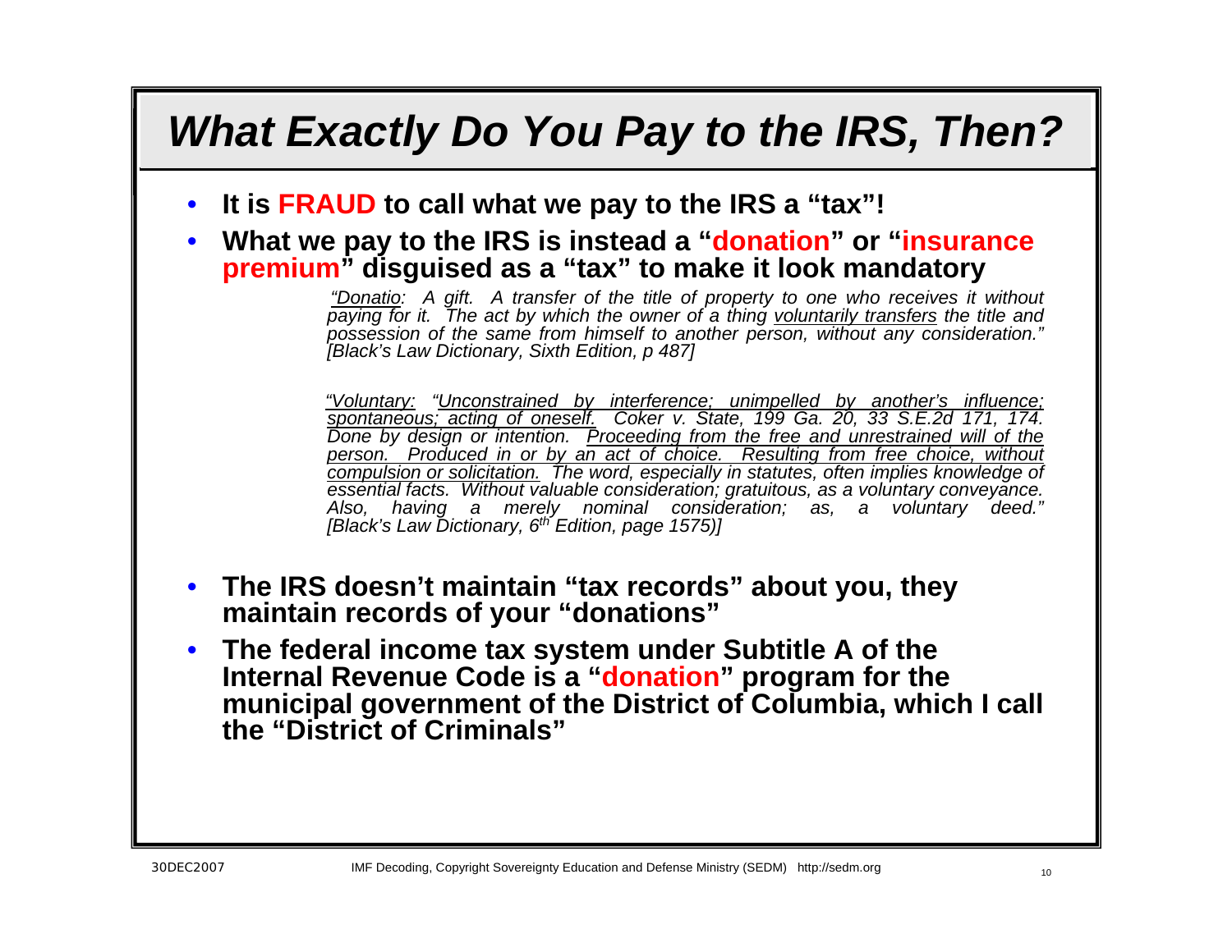# *What Exactly Do You Pay to the IRS, Then?*

- **It is FRAUD to call what we pay to the IRS a "tax"!**
- **What we pay to the IRS is instead a "donation" or "insurance premium" disguised as a "tax" to make it look mandatory**

> *"Donatio: A gift. A transfer of the title of property to one who receives it without paying for it. The act by which the owner of a thing voluntarily transfers the title and possession of the same from himself to another person, without any consideration." [Black's Law Dictionary, Sixth Edition, p 487]*

> *"Voluntary: "Unconstrained by interference; unimpelled by another's influence; spontaneous; acting of oneself. Coker v. State, 199 Ga. 20, 33 S.E.2d 171, 174. Done by design or intention. Proceeding from the free and unrestrained will of the person. Produced in or by an act of choice. Resulting from free choice, without compulsion or solicitation. The word, especially in statutes, often implies knowledge of essential facts. Without valuable consideration; gratuitous, as a voluntary conveyance. Also, having a merely nominal consideration; as, a voluntary deed." [Black's Law Dictionary, 6th Edition, page 1575)]*

- **The IRS doesn't maintain "tax records" about you, they maintain records of your "donations"**
- **The federal income tax system under Subtitle A of the Internal Revenue Code is a "donation" program for the municipal government of the District of Columbia, which I call the "District of Criminals"**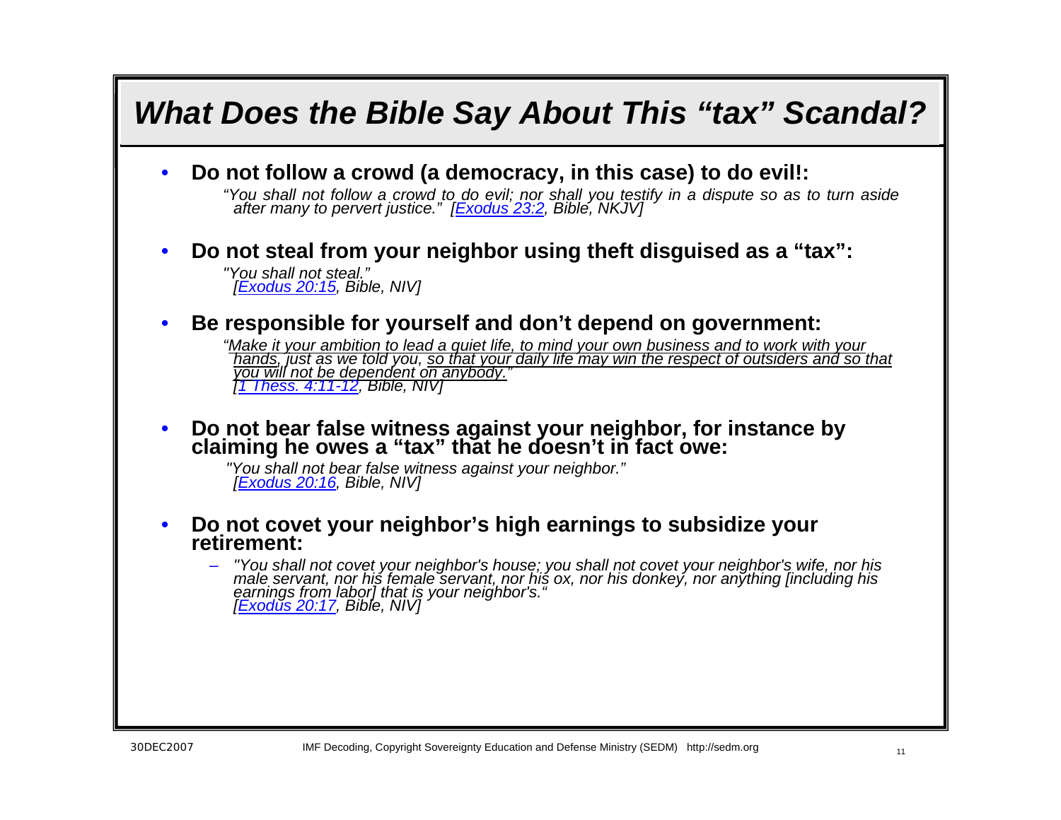# *What Does the Bible Say About This "tax" Scandal?*

- **Do not follow a crowd (a democracy, in this case) to do evil!:**

  *"You shall not follow a crowd to do evil; nor shall you testify in a dispute so as to turn aside after many to pervert justice." [Exodus 23:2, Bible, NKJV]*

- **Do not steal from your neighbor using theft disguised as a "tax":**

  *"You shall not steal."*
  *[Exodus 20:15, Bible, NIV]*

- **Be responsible for yourself and don't depend on government:**

  *"Make it your ambition to lead a quiet life, to mind your own business and to work with your hands, just as we told you, so that your daily life may win the respect of outsiders and so that you will not be dependent on anybody."*
  *[1 Thess. 4:11-12, Bible, NIV]*

- **Do not bear false witness against your neighbor, for instance by claiming he owes a "tax" that he doesn't in fact owe:**

  *"You shall not bear false witness against your neighbor."*
  *[Exodus 20:16, Bible, NIV]*

- **Do not covet your neighbor's high earnings to subsidize your retirement:**
  - *"You shall not covet your neighbor's house; you shall not covet your neighbor's wife, nor his male servant, nor his female servant, nor his ox, nor his donkey, nor anything [including his earnings from labor] that is your neighbor's."*
    *[Exodus 20:17, Bible, NIV]*

30DEC2007 IMF Decoding, Copyright Sovereignty Education and Defense Ministry (SEDM) http://sedm.org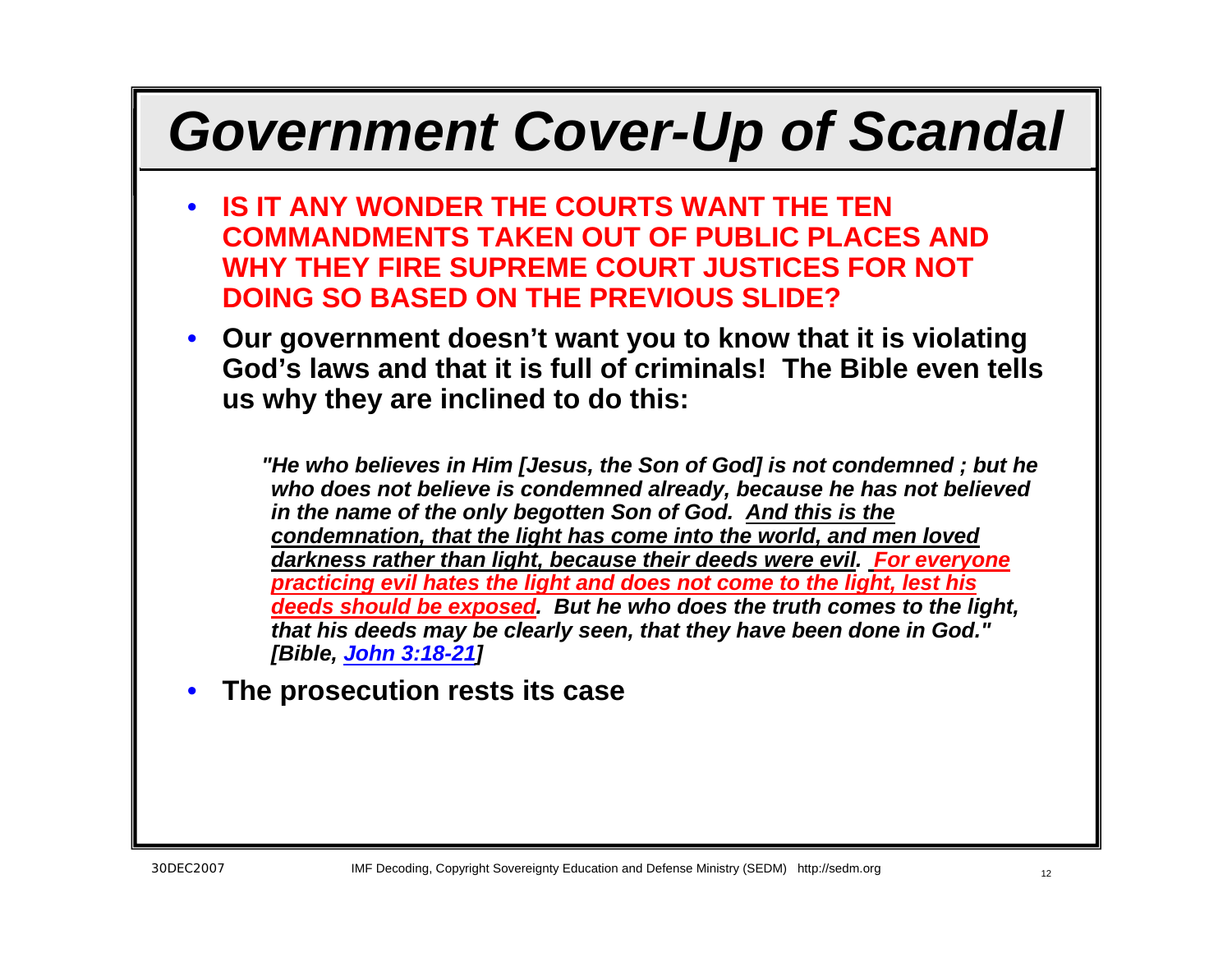# *Government Cover-Up of Scandal*

- **IS IT ANY WONDER THE COURTS WANT THE TEN COMMANDMENTS TAKEN OUT OF PUBLIC PLACES AND WHY THEY FIRE SUPREME COURT JUSTICES FOR NOT DOING SO BASED ON THE PREVIOUS SLIDE?**
- **Our government doesn't want you to know that it is violating God's laws and that it is full of criminals! The Bible even tells us why they are inclined to do this:**

> ***"He who believes in Him [Jesus, the Son of God] is not condemned ; but he who does not believe is condemned already, because he has not believed in the name of the only begotten Son of God. <u>And this is the condemnation, that the light has come into the world, and men loved darkness rather than light, because their deeds were evil</u>. <u>For everyone practicing evil hates the light and does not come to the light, lest his deeds should be exposed</u>. But he who does the truth comes to the light, that his deeds may be clearly seen, that they have been done in God." [Bible, <u>John 3:18-21</u>]***

- **The prosecution rests its case**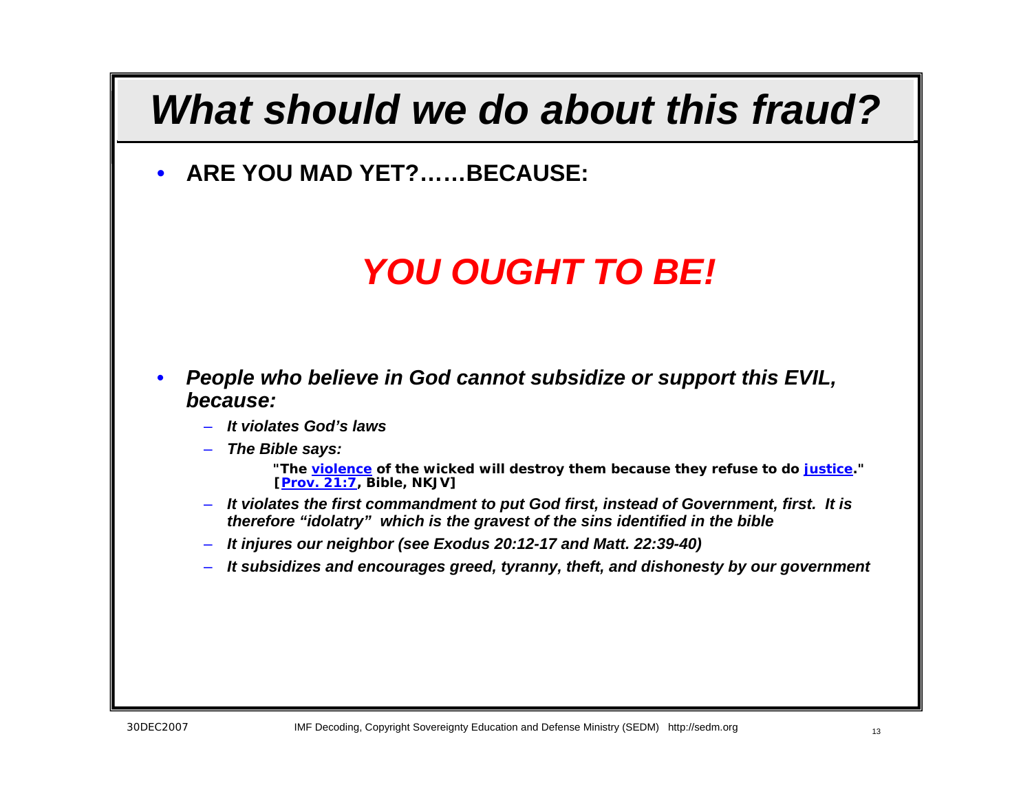# *What should we do about this fraud?*

- **ARE YOU MAD YET?……BECAUSE:**

## ***YOU OUGHT TO BE!***

- ***People who believe in God cannot subsidize or support this EVIL, because:***
  - ***It violates God's laws***
  - ***The Bible says:***

    **"The violence of the wicked will destroy them because they refuse to do justice." [Prov. 21:7, Bible, NKJV]**

  - ***It violates the first commandment to put God first, instead of Government, first. It is therefore "idolatry" which is the gravest of the sins identified in the bible***
  - ***It injures our neighbor (see Exodus 20:12-17 and Matt. 22:39-40)***
  - ***It subsidizes and encourages greed, tyranny, theft, and dishonesty by our government***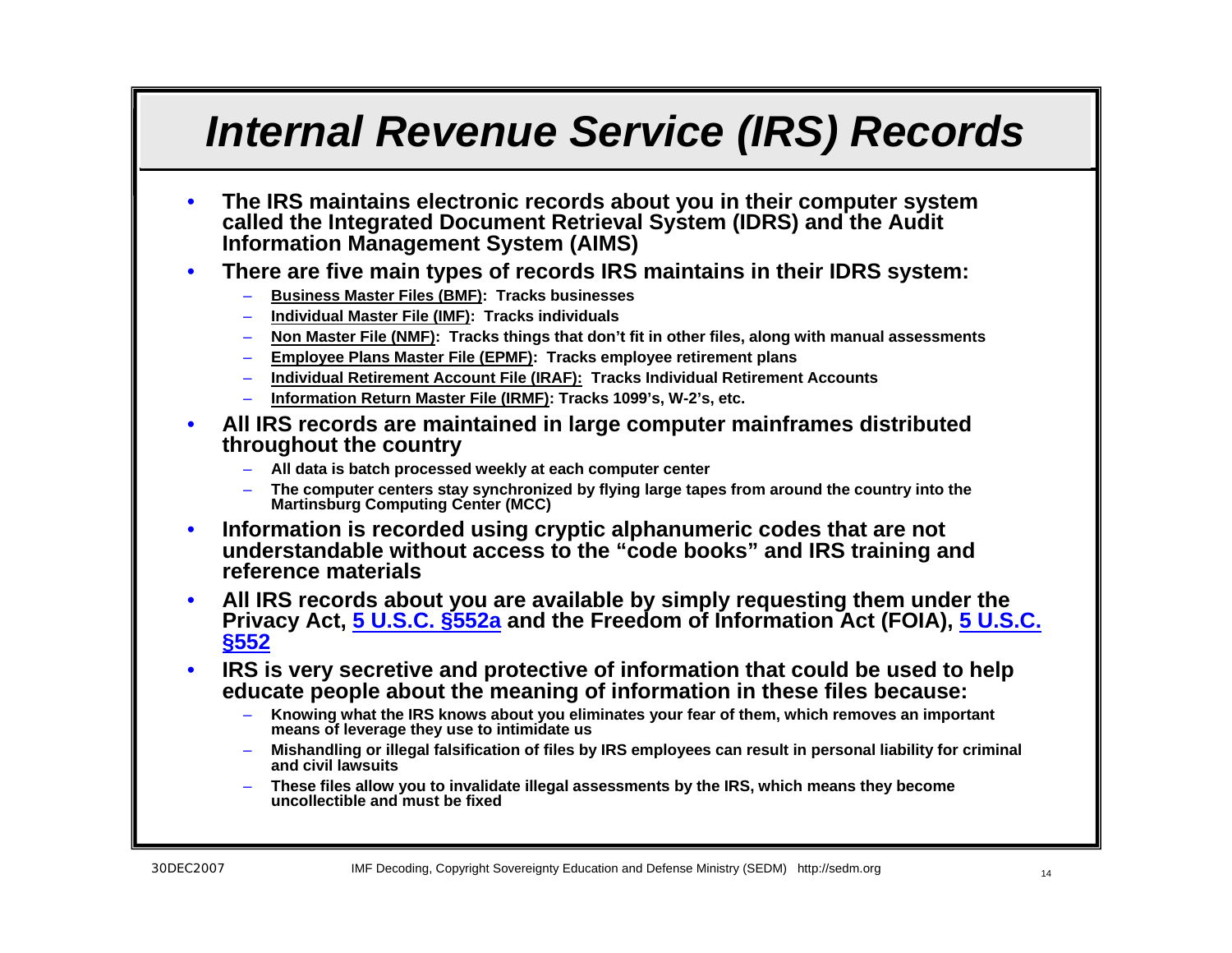# Internal Revenue Service (IRS) Records

- **The IRS maintains electronic records about you in their computer system called the Integrated Document Retrieval System (IDRS) and the Audit Information Management System (AIMS)**
- **There are five main types of records IRS maintains in their IDRS system:**
  - **Business Master Files (BMF): Tracks businesses**
  - **Individual Master File (IMF): Tracks individuals**
  - **Non Master File (NMF): Tracks things that don't fit in other files, along with manual assessments**
  - **Employee Plans Master File (EPMF): Tracks employee retirement plans**
  - **Individual Retirement Account File (IRAF): Tracks Individual Retirement Accounts**
  - **Information Return Master File (IRMF): Tracks 1099's, W-2's, etc.**
- **All IRS records are maintained in large computer mainframes distributed throughout the country**
  - **All data is batch processed weekly at each computer center**
  - **The computer centers stay synchronized by flying large tapes from around the country into the Martinsburg Computing Center (MCC)**
- **Information is recorded using cryptic alphanumeric codes that are not understandable without access to the "code books" and IRS training and reference materials**
- **All IRS records about you are available by simply requesting them under the Privacy Act, 5 U.S.C. §552a and the Freedom of Information Act (FOIA), 5 U.S.C. §552**
- **IRS is very secretive and protective of information that could be used to help educate people about the meaning of information in these files because:**
  - **Knowing what the IRS knows about you eliminates your fear of them, which removes an important means of leverage they use to intimidate us**
  - **Mishandling or illegal falsification of files by IRS employees can result in personal liability for criminal and civil lawsuits**
  - **These files allow you to invalidate illegal assessments by the IRS, which means they become uncollectible and must be fixed**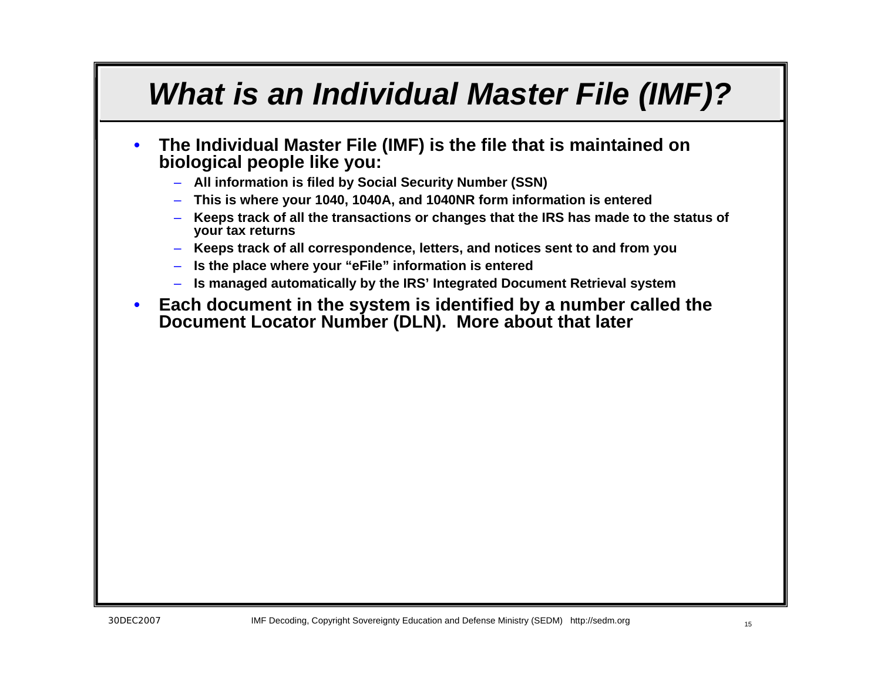# *What is an Individual Master File (IMF)?*

- **The Individual Master File (IMF) is the file that is maintained on biological people like you:**
  - **All information is filed by Social Security Number (SSN)**
  - **This is where your 1040, 1040A, and 1040NR form information is entered**
  - **Keeps track of all the transactions or changes that the IRS has made to the status of your tax returns**
  - **Keeps track of all correspondence, letters, and notices sent to and from you**
  - **Is the place where your "eFile" information is entered**
  - **Is managed automatically by the IRS' Integrated Document Retrieval system**
- **Each document in the system is identified by a number called the Document Locator Number (DLN). More about that later**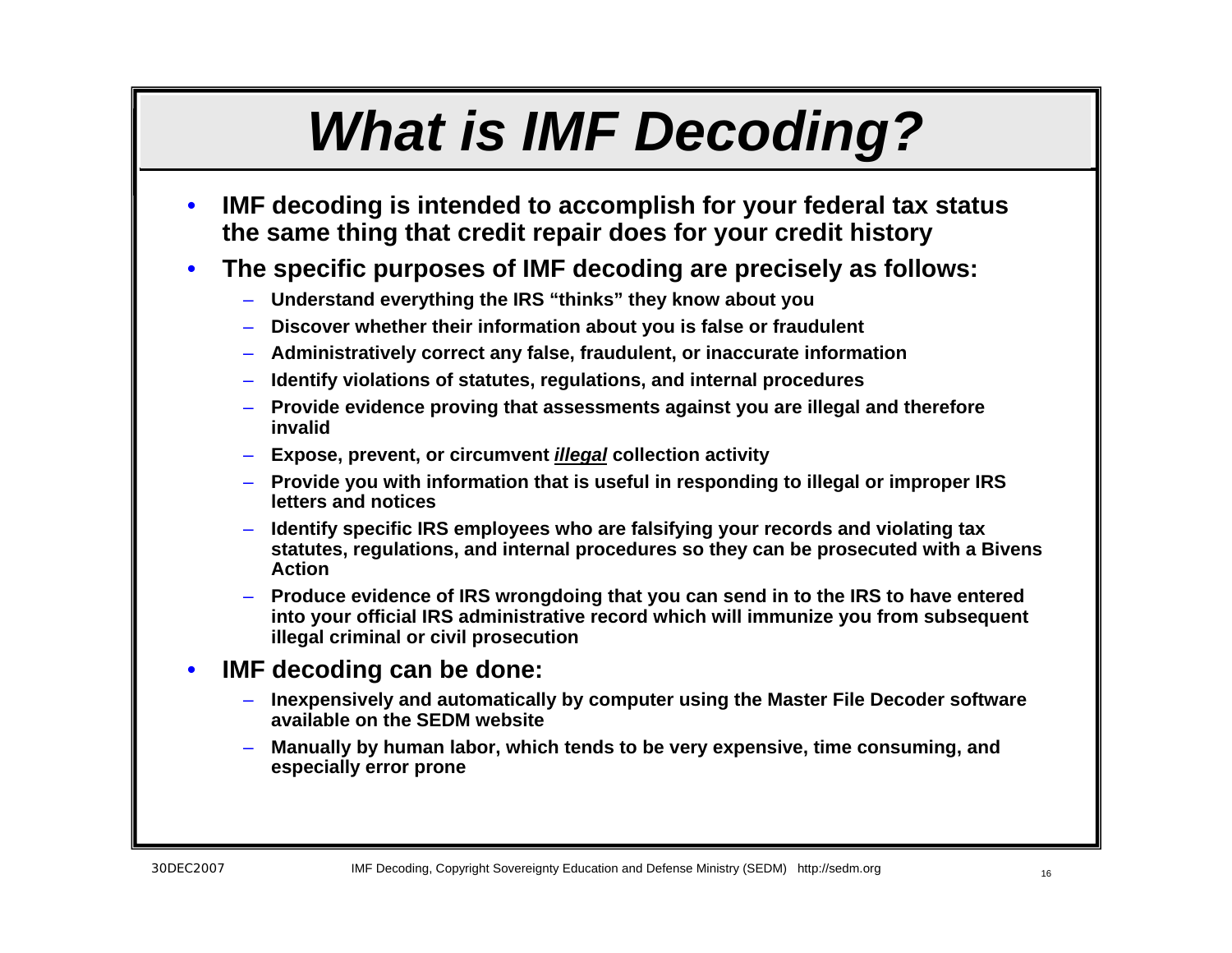# *What is IMF Decoding?*

- **IMF decoding is intended to accomplish for your federal tax status the same thing that credit repair does for your credit history**
- **The specific purposes of IMF decoding are precisely as follows:**
  - **Understand everything the IRS "thinks" they know about you**
  - **Discover whether their information about you is false or fraudulent**
  - **Administratively correct any false, fraudulent, or inaccurate information**
  - **Identify violations of statutes, regulations, and internal procedures**
  - **Provide evidence proving that assessments against you are illegal and therefore invalid**
  - **Expose, prevent, or circumvent *<u>illegal</u>* collection activity**
  - **Provide you with information that is useful in responding to illegal or improper IRS letters and notices**
  - **Identify specific IRS employees who are falsifying your records and violating tax statutes, regulations, and internal procedures so they can be prosecuted with a Bivens Action**
  - **Produce evidence of IRS wrongdoing that you can send in to the IRS to have entered into your official IRS administrative record which will immunize you from subsequent illegal criminal or civil prosecution**
- **IMF decoding can be done:**
  - **Inexpensively and automatically by computer using the Master File Decoder software available on the SEDM website**
  - **Manually by human labor, which tends to be very expensive, time consuming, and especially error prone**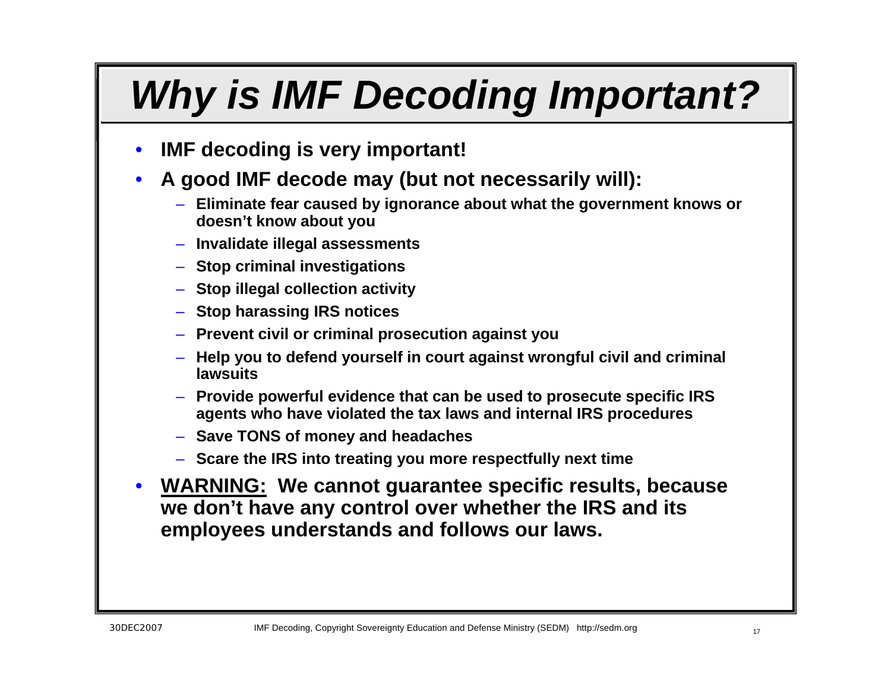# *Why is IMF Decoding Important?*

- **IMF decoding is very important!**
- **A good IMF decode may (but not necessarily will):**
  - **Eliminate fear caused by ignorance about what the government knows or doesn't know about you**
  - **Invalidate illegal assessments**
  - **Stop criminal investigations**
  - **Stop illegal collection activity**
  - **Stop harassing IRS notices**
  - **Prevent civil or criminal prosecution against you**
  - **Help you to defend yourself in court against wrongful civil and criminal lawsuits**
  - **Provide powerful evidence that can be used to prosecute specific IRS agents who have violated the tax laws and internal IRS procedures**
  - **Save TONS of money and headaches**
  - **Scare the IRS into treating you more respectfully next time**
- **<u>WARNING:</u> We cannot guarantee specific results, because we don't have any control over whether the IRS and its employees understands and follows our laws.**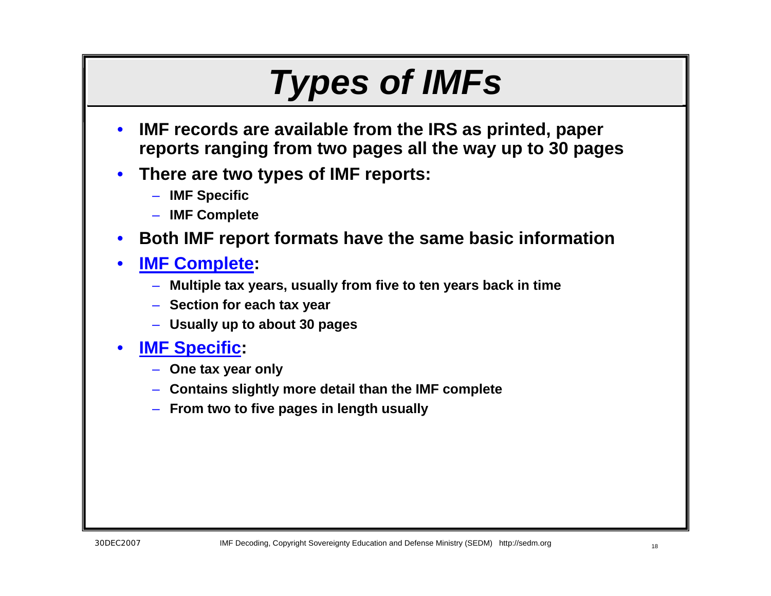# *Types of IMFs*

- **IMF records are available from the IRS as printed, paper reports ranging from two pages all the way up to 30 pages**
- **There are two types of IMF reports:**
  - **IMF Specific**
  - **IMF Complete**
- **Both IMF report formats have the same basic information**
- **IMF Complete:**
  - **Multiple tax years, usually from five to ten years back in time**
  - **Section for each tax year**
  - **Usually up to about 30 pages**
- **IMF Specific:**
  - **One tax year only**
  - **Contains slightly more detail than the IMF complete**
  - **From two to five pages in length usually**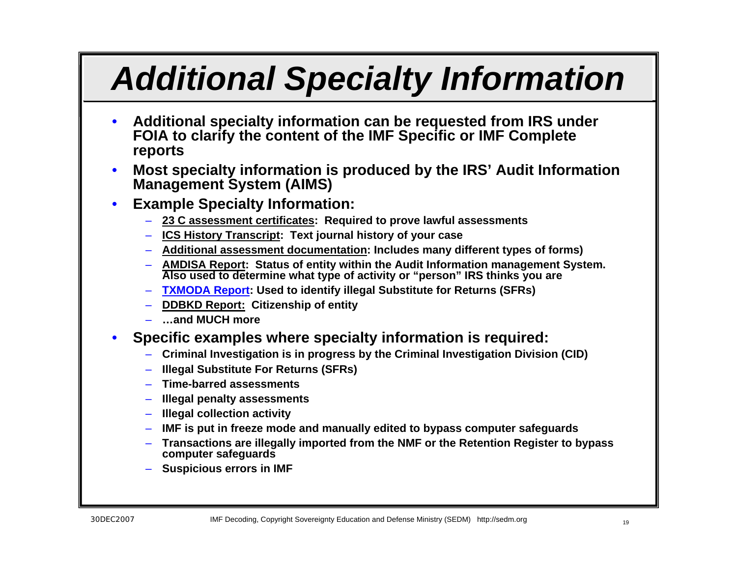# *Additional Specialty Information*

- **Additional specialty information can be requested from IRS under FOIA to clarify the content of the IMF Specific or IMF Complete reports**
- **Most specialty information is produced by the IRS' Audit Information Management System (AIMS)**
- **Example Specialty Information:**
  - **23 C assessment certificates: Required to prove lawful assessments**
  - **ICS History Transcript: Text journal history of your case**
  - **Additional assessment documentation: Includes many different types of forms)**
  - **AMDISA Report: Status of entity within the Audit Information management System. Also used to determine what type of activity or "person" IRS thinks you are**
  - **TXMODA Report: Used to identify illegal Substitute for Returns (SFRs)**
  - **DDBKD Report: Citizenship of entity**
  - **…and MUCH more**
- **Specific examples where specialty information is required:**
  - **Criminal Investigation is in progress by the Criminal Investigation Division (CID)**
  - **Illegal Substitute For Returns (SFRs)**
  - **Time-barred assessments**
  - **Illegal penalty assessments**
  - **Illegal collection activity**
  - **IMF is put in freeze mode and manually edited to bypass computer safeguards**
  - **Transactions are illegally imported from the NMF or the Retention Register to bypass computer safeguards**
  - **Suspicious errors in IMF**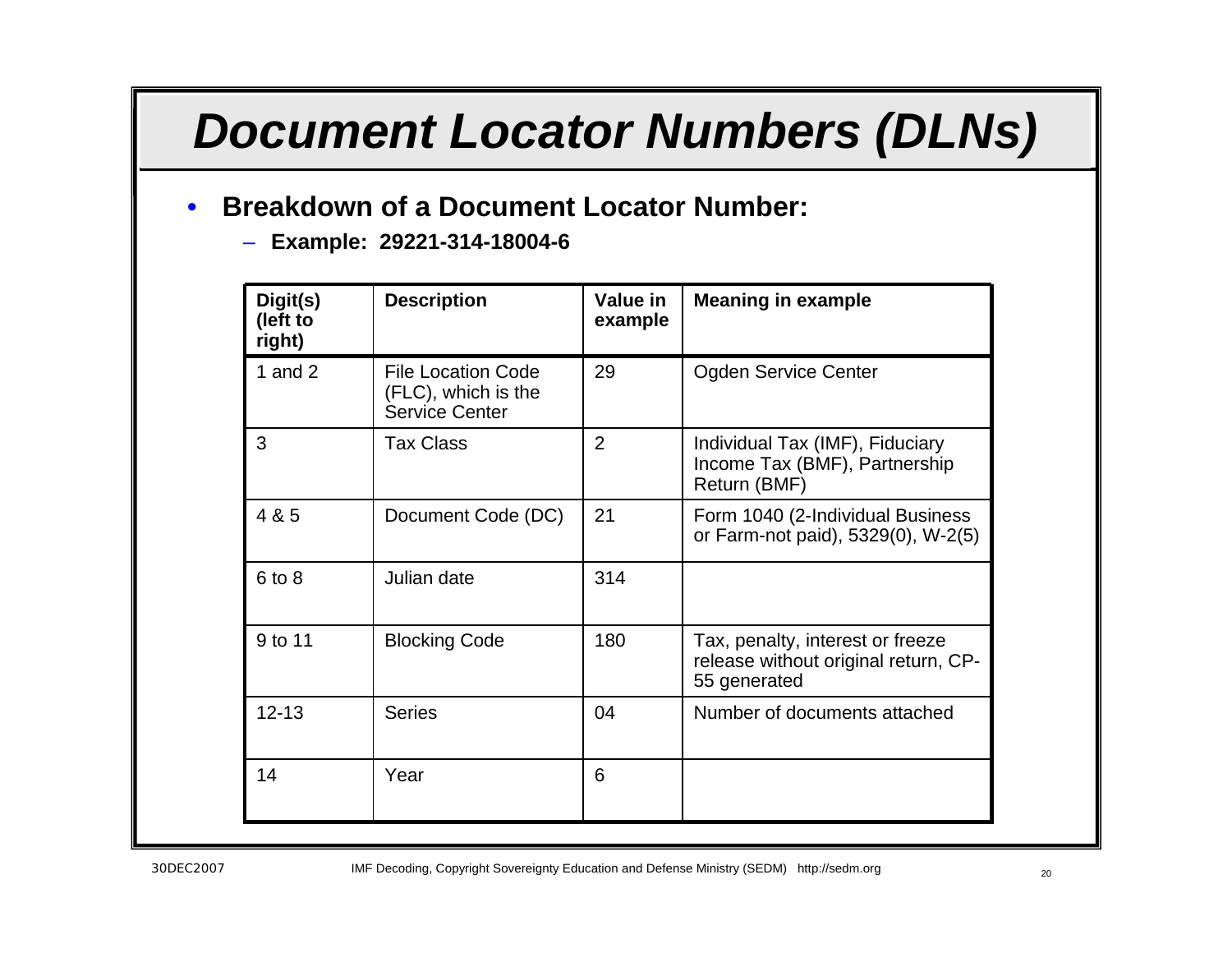# Document Locator Numbers (DLNs)

- **Breakdown of a Document Locator Number:**
  - **Example: 29221-314-18004-6**

| Digit(s) (left to right) | Description | Value in example | Meaning in example |
|---|---|---|---|
| 1 and 2 | File Location Code (FLC), which is the Service Center | 29 | Ogden Service Center |
| 3 | Tax Class | 2 | Individual Tax (IMF), Fiduciary Income Tax (BMF), Partnership Return (BMF) |
| 4 & 5 | Document Code (DC) | 21 | Form 1040 (2-Individual Business or Farm-not paid), 5329(0), W-2(5) |
| 6 to 8 | Julian date | 314 | |
| 9 to 11 | Blocking Code | 180 | Tax, penalty, interest or freeze release without original return, CP-55 generated |
| 12-13 | Series | 04 | Number of documents attached |
| 14 | Year | 6 | |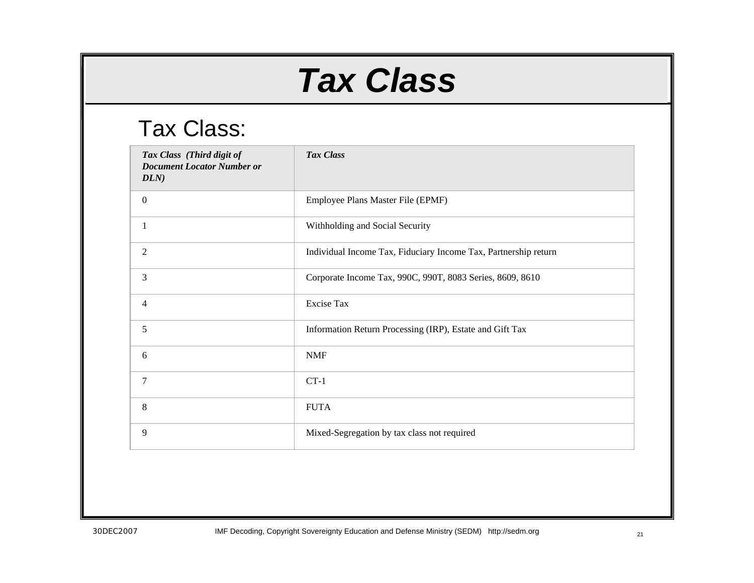# *Tax Class*

## Tax Class:

| *Tax Class (Third digit of Document Locator Number or DLN)* | *Tax Class* |
|---|---|
| 0 | Employee Plans Master File (EPMF) |
| 1 | Withholding and Social Security |
| 2 | Individual Income Tax, Fiduciary Income Tax, Partnership return |
| 3 | Corporate Income Tax, 990C, 990T, 8083 Series, 8609, 8610 |
| 4 | Excise Tax |
| 5 | Information Return Processing (IRP), Estate and Gift Tax |
| 6 | NMF |
| 7 | CT-1 |
| 8 | FUTA |
| 9 | Mixed-Segregation by tax class not required |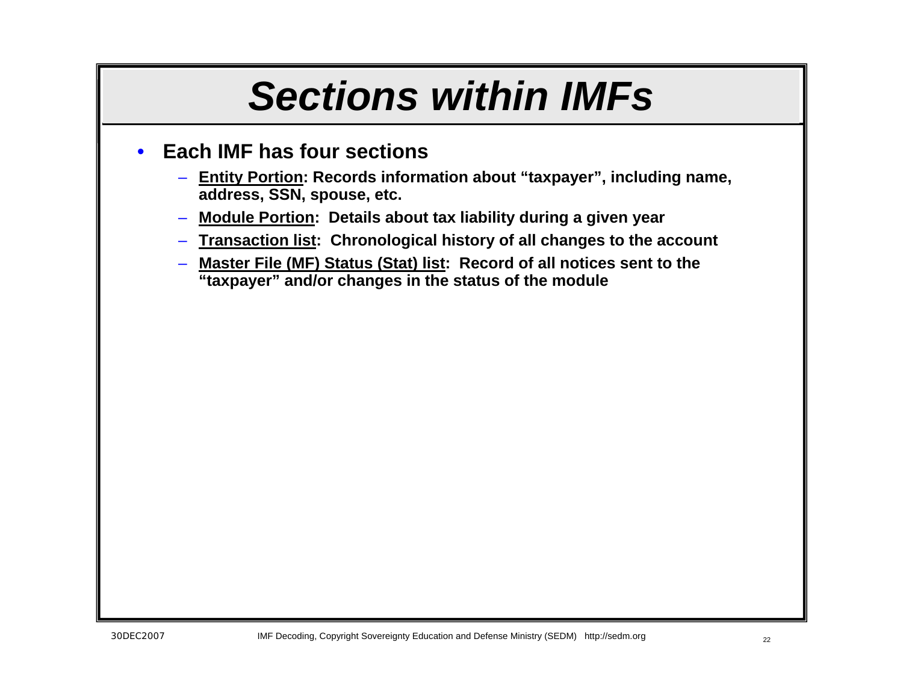# Sections within IMFs

- **Each IMF has four sections**
  - **Entity Portion: Records information about "taxpayer", including name, address, SSN, spouse, etc.**
  - **Module Portion: Details about tax liability during a given year**
  - **Transaction list: Chronological history of all changes to the account**
  - **Master File (MF) Status (Stat) list: Record of all notices sent to the "taxpayer" and/or changes in the status of the module**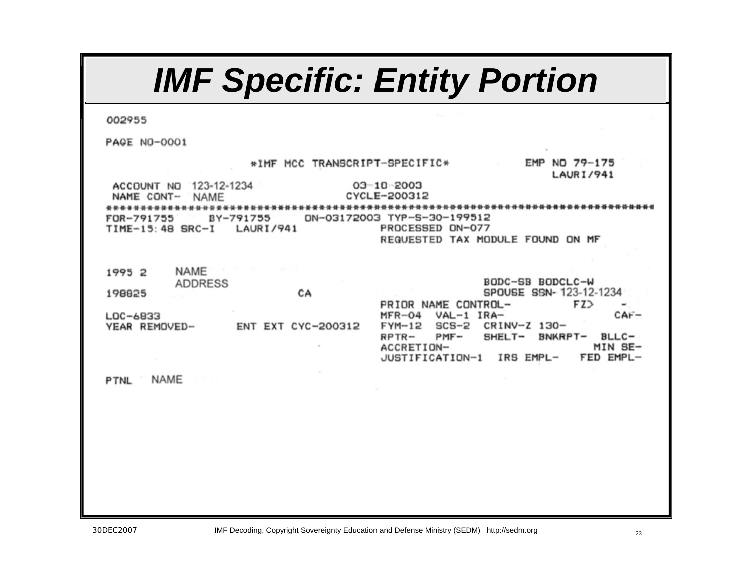# IMF Specific: Entity Portion

```
002955

PAGE NO-0001

                    *IMF MCC TRANSCRIPT-SPECIFIC*          EMP NO 79-175
                                                              LAURI/941
 ACCOUNT NO  123-12-1234              03-10-2003
 NAME CONT-  NAME                     CYCLE-200312
*******************************************************************************
FOR-791755     BY-791755     ON-03172003 TYP-S-30-199512
TIME-15:48 SRC-I    LAURI/941             PROCESSED ON-077
                                          REQUESTED TAX MODULE FOUND ON MF


1995 2    NAME
          ADDRESS                                    BODC-SB BODCLC-W
198825                    CA                         SPOUSE SSN- 123-12-1234
                                          PRIOR NAME CONTROL-          FZ>    -
LOC-6833                                  MFR-04  VAL-1 IRA-                CAF-
YEAR REMOVED-       ENT EXT CYC-200312    FYM-12  SCS-2  CRINV-Z 130-
                                          RPTR-   PMF-    SHELT-  BNKRPT-  BLLC-
                                          ACCRETION-                      MIN SE-
                                          JUSTIFICATION-1  IRS EMPL-    FED EMPL-

PTNL   NAME
```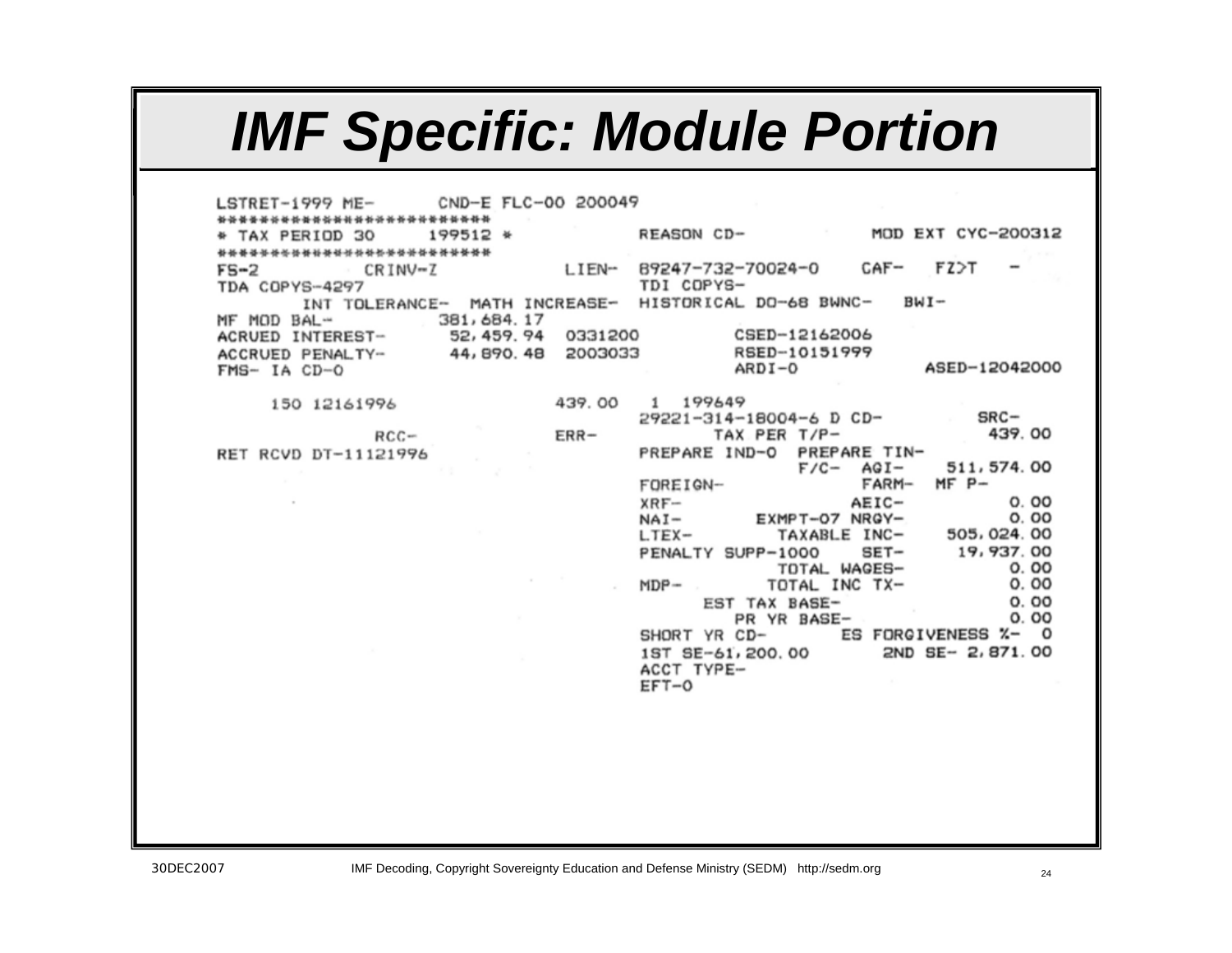# IMF Specific: Module Portion

```
LSTRET-1999 ME-       CND-E FLC-00 200049
**************************
* TAX PERIOD 30       199512 *            REASON CD-            MOD EXT CYC-200312
**************************
FS-2           CRINV-Z              LIEN- 89247-732-70024-0    CAF-   FZ>T    -
TDA COPYS-4297                            TDI COPYS-
       INT TOLERANCE-  MATH INCREASE-  HISTORICAL DO-68 BWNC-    BWI-
MF MOD BAL-           381,684.17
ACRUED INTEREST-       52,459.94  0331200          CSED-12162006
ACCRUED PENALTY-       44,890.48  2003033          RSED-10151999
FMS- IA CD-0                                       ARDI-0              ASED-12042000

     150 12161996                 439.00   1  199649
                                           29221-314-18004-6 D CD-          SRC-
               RCC-               ERR-           TAX PER T/P-              439.00
RET RCVD DT-11121996                       PREPARE IND-0  PREPARE TIN-
                                                        F/C-  AGI-     511,574.00
                                           FOREIGN-              FARM-   MF P-
                                           XRF-                  AEIC-          0.00
                                           NAI-        EXMPT-07 NRQY-           0.00
                                           LTEX-         TAXABLE INC-     505,024.00
                                           PENALTY SUPP-1000    SET-       19,937.00
                                                       TOTAL WAGES-             0.00
                                           MDP-         TOTAL INC TX-           0.00
                                                  EST TAX BASE-                 0.00
                                                      PR YR BASE-               0.00
                                           SHORT YR CD-       ES FORGIVENESS %-  0
                                           1ST SE-61,200.00       2ND SE- 2,871.00
                                           ACCT TYPE-
                                           EFT-0
```

30DEC2007 IMF Decoding, Copyright Sovereignty Education and Defense Ministry (SEDM) http://sedm.org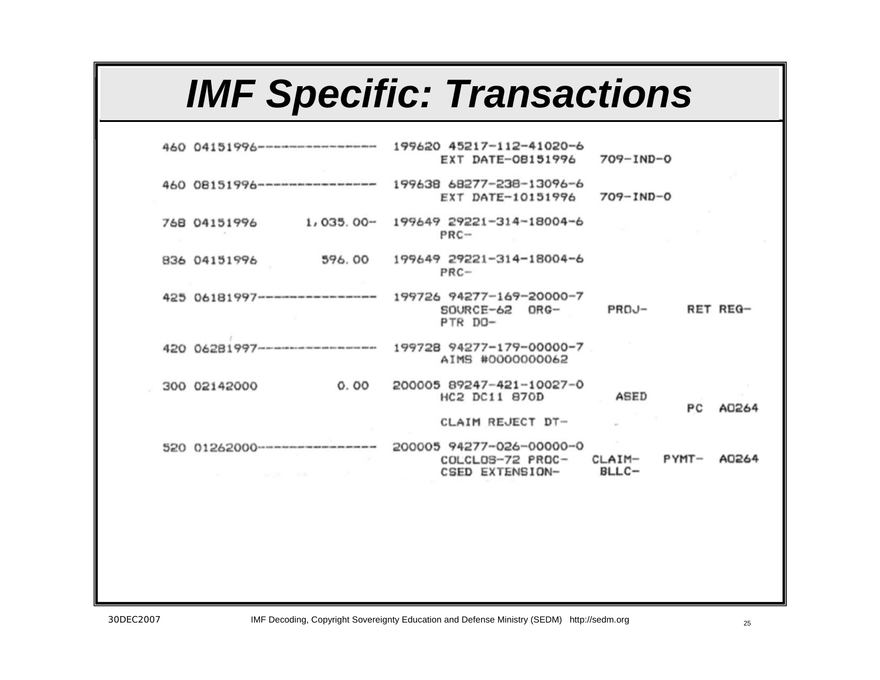# IMF Specific: Transactions

```
460 04151996----------------  199620 45217-112-41020-6
                                     EXT DATE-08151996   709-IND-0

460 08151996----------------  199638 68277-238-13096-6
                                     EXT DATE-10151996   709-IND-0

768 04151996       1,035.00-  199649 29221-314-18004-6
                                     PRC-

836 04151996          596.00  199649 29221-314-18004-6
                                     PRC-

425 06181997----------------  199726 94277-169-20000-7
                                     SOURCE-62  ORG-     PROJ-      RET REG-
                                     PTR DO-

420 06281997----------------  199728 94277-179-00000-7
                                     AIMS #0000000062

300 02142000            0.00  200005 89247-421-10027-0
                                     HC2 DC11 870D         ASED
                                                                    PC  A0264
                                     CLAIM REJECT DT-

520 01262000----------------  200005 94277-026-00000-0
                                     COLCLOS-72 PROC-   CLAIM-    PYMT-  A0264
                                     CSED EXTENSION-    BLLC-
```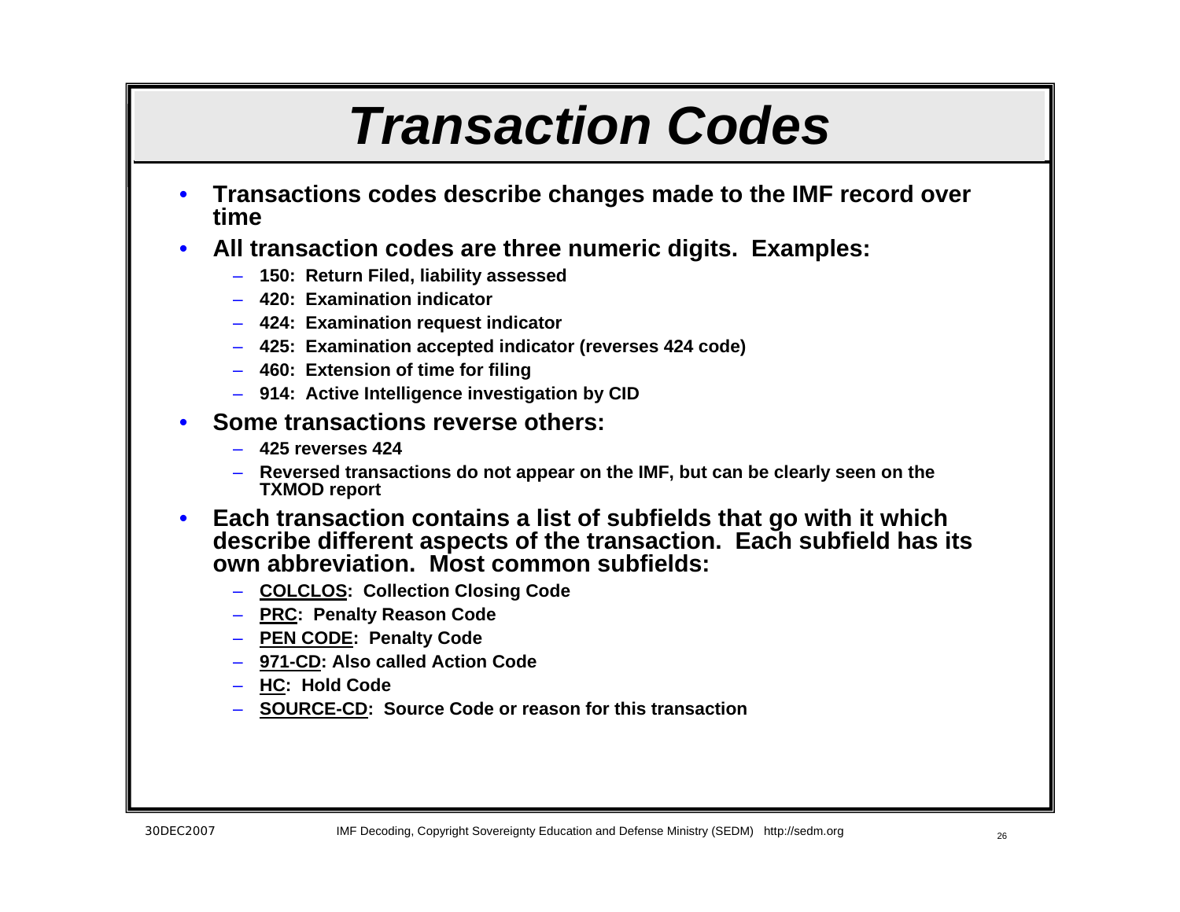# *Transaction Codes*

- **Transactions codes describe changes made to the IMF record over time**
- **All transaction codes are three numeric digits. Examples:**
  - **150: Return Filed, liability assessed**
  - **420: Examination indicator**
  - **424: Examination request indicator**
  - **425: Examination accepted indicator (reverses 424 code)**
  - **460: Extension of time for filing**
  - **914: Active Intelligence investigation by CID**
- **Some transactions reverse others:**
  - **425 reverses 424**
  - **Reversed transactions do not appear on the IMF, but can be clearly seen on the TXMOD report**
- **Each transaction contains a list of subfields that go with it which describe different aspects of the transaction. Each subfield has its own abbreviation. Most common subfields:**
  - **<u>COLCLOS</u>: Collection Closing Code**
  - **<u>PRC</u>: Penalty Reason Code**
  - **<u>PEN CODE</u>: Penalty Code**
  - **<u>971-CD</u>: Also called Action Code**
  - **<u>HC</u>: Hold Code**
  - **<u>SOURCE-CD</u>: Source Code or reason for this transaction**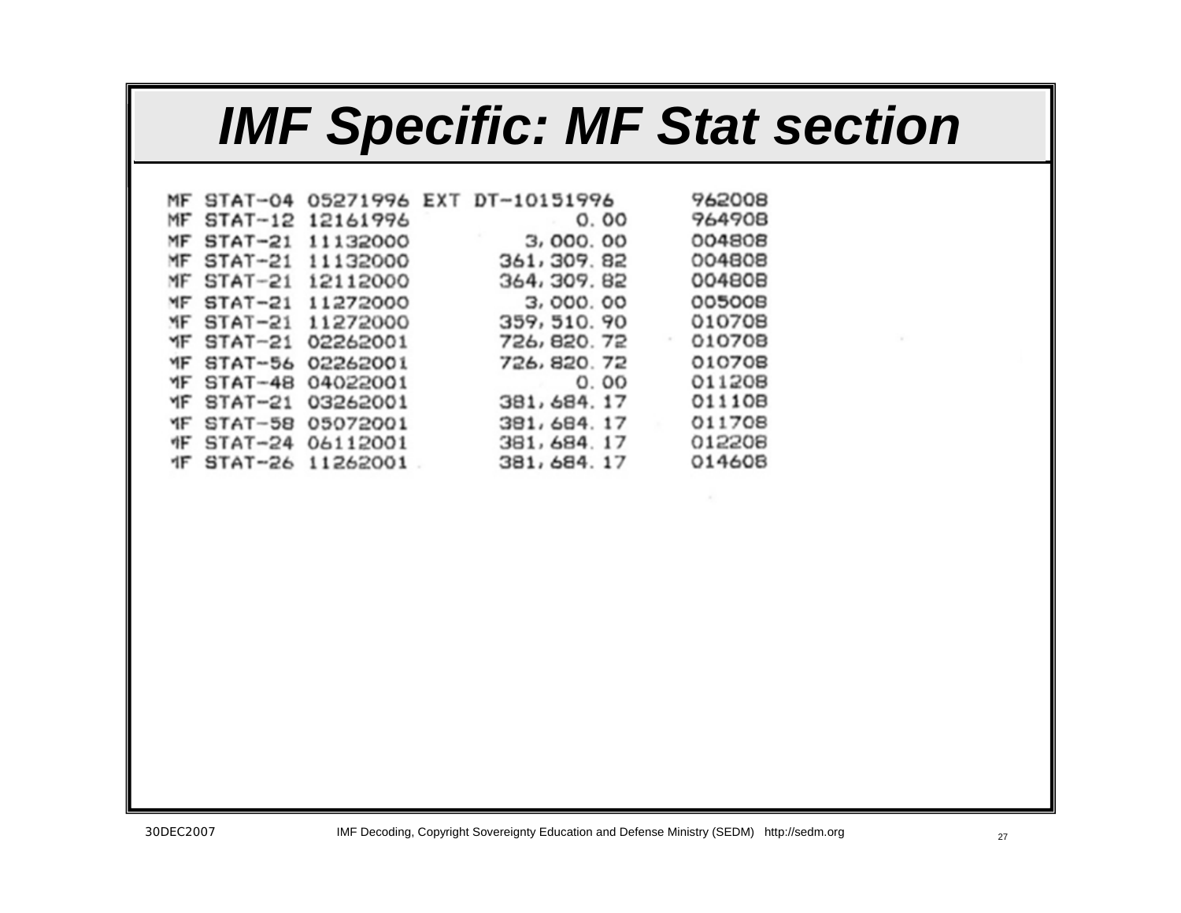# IMF Specific: MF Stat section

```
MF STAT-04 05271996 EXT DT-10151996        962008
MF STAT-12 12161996              0.00      964908
MF STAT-21 11132000          3,000.00      004808
MF STAT-21 11132000        361,309.82      004808
MF STAT-21 12112000        364,309.82      004808
MF STAT-21 11272000          3,000.00      005008
MF STAT-21 11272000        359,510.90      010708
MF STAT-21 02262001        726,820.72      010708
MF STAT-56 02262001        726,820.72      010708
MF STAT-48 04022001              0.00      011208
MF STAT-21 03262001        381,684.17      011108
MF STAT-58 05072001        381,684.17      011708
MF STAT-24 06112001        381,684.17      012208
MF STAT-26 11262001        381,684.17      014608
```

30DEC2007 IMF Decoding, Copyright Sovereignty Education and Defense Ministry (SEDM) http://sedm.org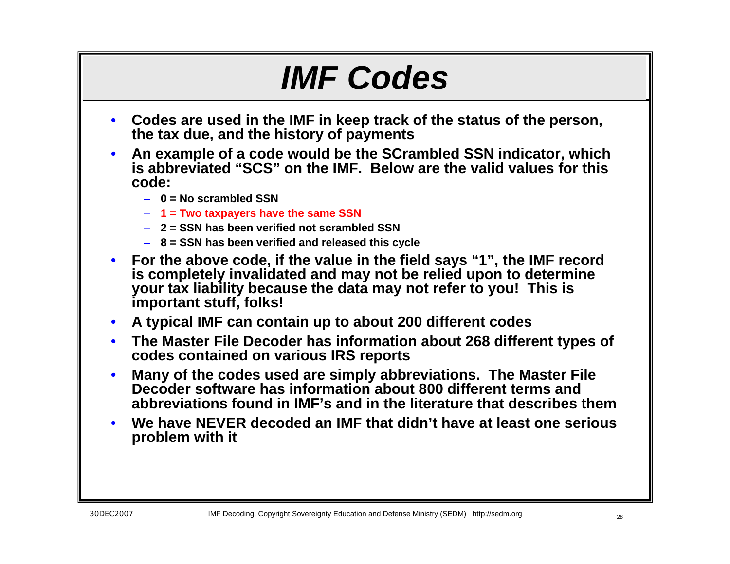# IMF Codes

- **Codes are used in the IMF in keep track of the status of the person, the tax due, and the history of payments**
- **An example of a code would be the SCrambled SSN indicator, which is abbreviated "SCS" on the IMF. Below are the valid values for this code:**
  - **0 = No scrambled SSN**
  - **1 = Two taxpayers have the same SSN**
  - **2 = SSN has been verified not scrambled SSN**
  - **8 = SSN has been verified and released this cycle**
- **For the above code, if the value in the field says "1", the IMF record is completely invalidated and may not be relied upon to determine your tax liability because the data may not refer to you! This is important stuff, folks!**
- **A typical IMF can contain up to about 200 different codes**
- **The Master File Decoder has information about 268 different types of codes contained on various IRS reports**
- **Many of the codes used are simply abbreviations. The Master File Decoder software has information about 800 different terms and abbreviations found in IMF's and in the literature that describes them**
- **We have NEVER decoded an IMF that didn't have at least one serious problem with it**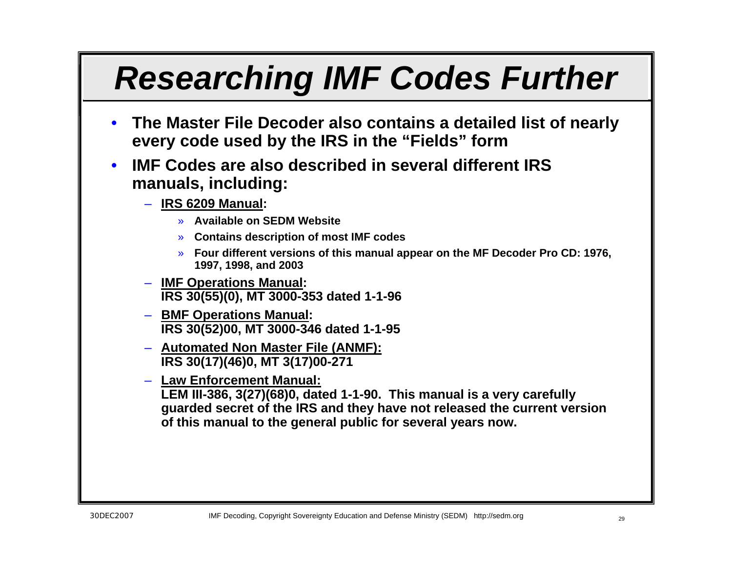# Researching IMF Codes Further

- **The Master File Decoder also contains a detailed list of nearly every code used by the IRS in the "Fields" form**
- **IMF Codes are also described in several different IRS manuals, including:**
  - **IRS 6209 Manual:**
    - **Available on SEDM Website**
    - **Contains description of most IMF codes**
    - **Four different versions of this manual appear on the MF Decoder Pro CD: 1976, 1997, 1998, and 2003**
  - **IMF Operations Manual:**
    **IRS 30(55)(0), MT 3000-353 dated 1-1-96**
  - **BMF Operations Manual:**
    **IRS 30(52)00, MT 3000-346 dated 1-1-95**
  - **Automated Non Master File (ANMF):**
    **IRS 30(17)(46)0, MT 3(17)00-271**
  - **Law Enforcement Manual:**
    **LEM III-386, 3(27)(68)0, dated 1-1-90. This manual is a very carefully guarded secret of the IRS and they have not released the current version of this manual to the general public for several years now.**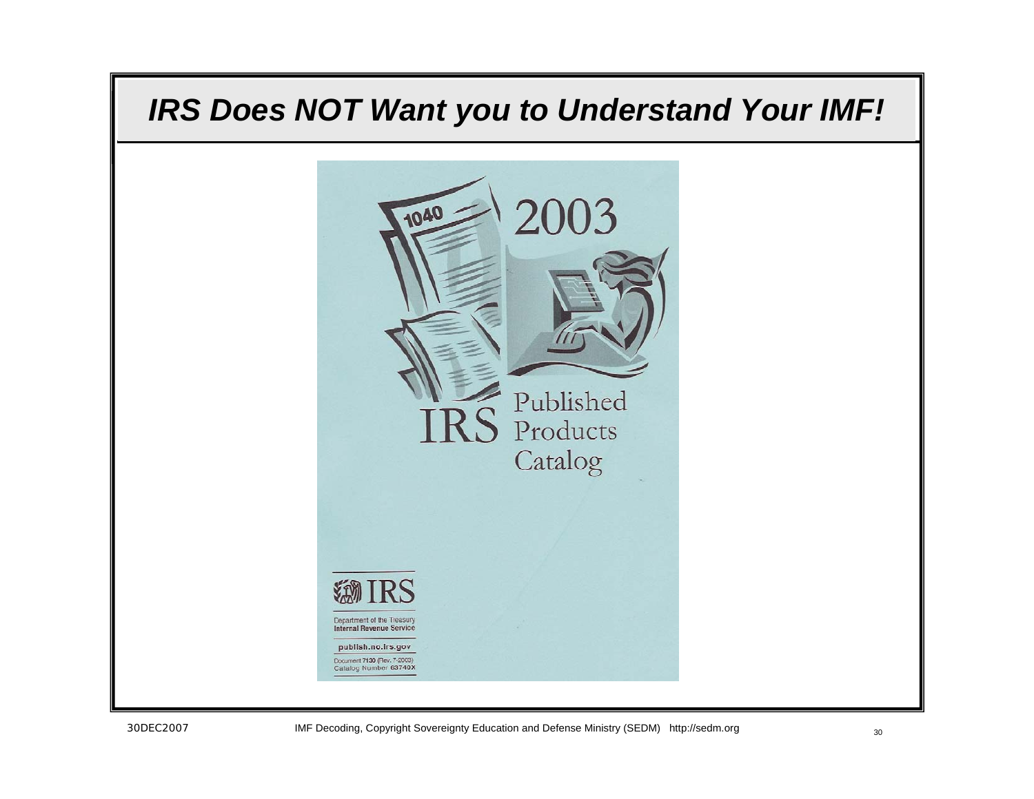# IRS Does NOT Want you to Understand Your IMF!

2003

IRS Published Products Catalog

IRS

Department of the Treasury
Internal Revenue Service

publish.no.irs.gov

Document 7130 (Rev. 7-2003)
Catalog Number 63740X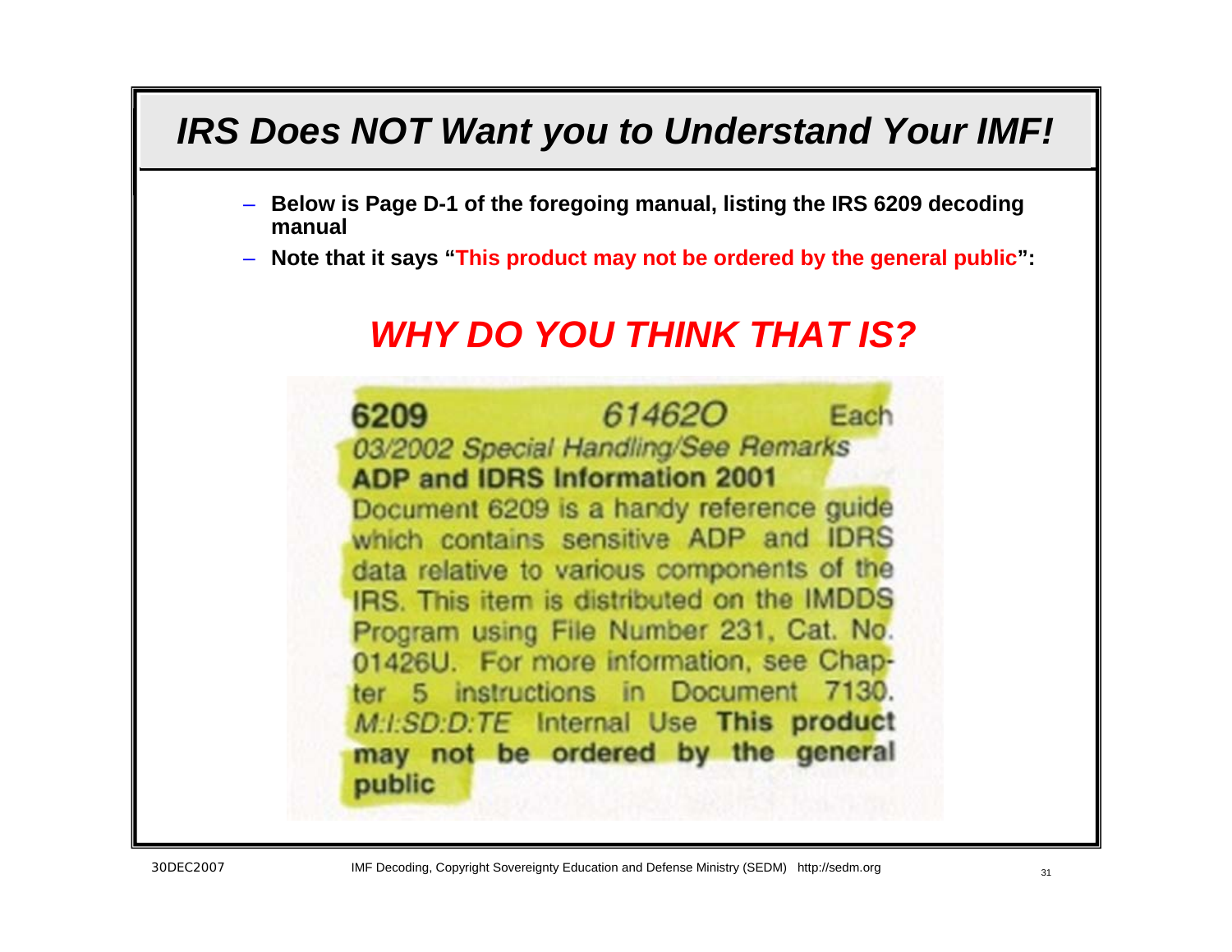# IRS Does NOT Want you to Understand Your IMF!

- **Below is Page D-1 of the foregoing manual, listing the IRS 6209 decoding manual**
- **Note that it says "This product may not be ordered by the general public":**

## *WHY DO YOU THINK THAT IS?*

**6209** *614620* Each
*03/2002 Special Handling/See Remarks*
**ADP and IDRS Information 2001**
Document 6209 is a handy reference guide which contains sensitive ADP and IDRS data relative to various components of the IRS. This item is distributed on the IMDDS Program using File Number 231, Cat. No. 01426U. For more information, see Chapter 5 instructions in Document 7130. *M:I:SD:D:TE* Internal Use **This product may not be ordered by the general public**

30DEC2007 IMF Decoding, Copyright Sovereignty Education and Defense Ministry (SEDM) http://sedm.org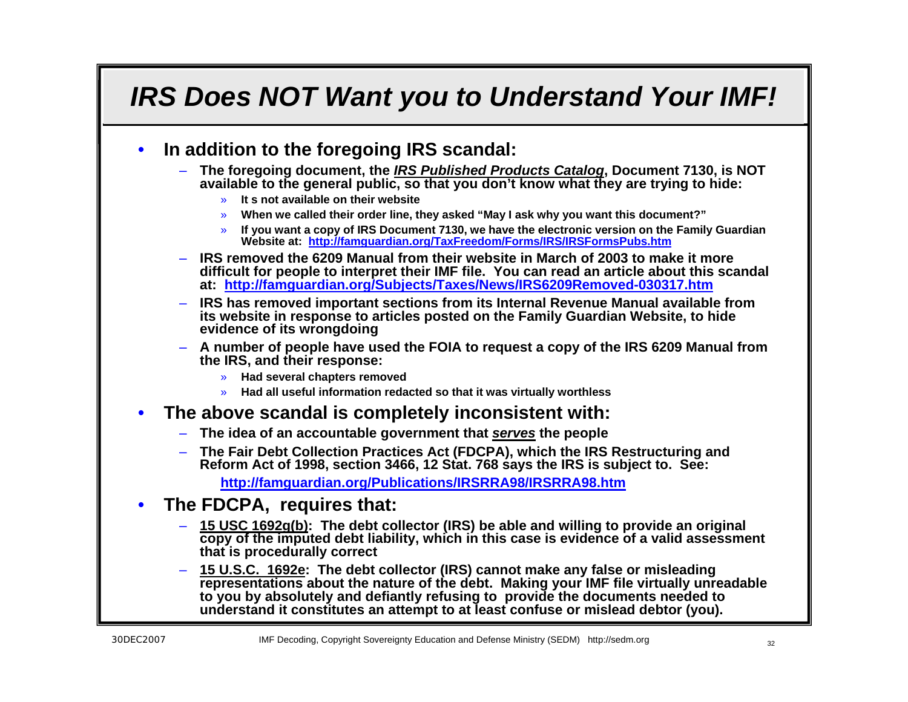# IRS Does NOT Want you to Understand Your IMF!

- **In addition to the foregoing IRS scandal:**
  - **The foregoing document, the *IRS Published Products Catalog*, Document 7130, is NOT available to the general public, so that you don't know what they are trying to hide:**
    - **It s not available on their website**
    - **When we called their order line, they asked "May I ask why you want this document?"**
    - **If you want a copy of IRS Document 7130, we have the electronic version on the Family Guardian Website at: http://famguardian.org/TaxFreedom/Forms/IRS/IRSFormsPubs.htm**
  - **IRS removed the 6209 Manual from their website in March of 2003 to make it more difficult for people to interpret their IMF file. You can read an article about this scandal at: http://famguardian.org/Subjects/Taxes/News/IRS6209Removed-030317.htm**
  - **IRS has removed important sections from its Internal Revenue Manual available from its website in response to articles posted on the Family Guardian Website, to hide evidence of its wrongdoing**
  - **A number of people have used the FOIA to request a copy of the IRS 6209 Manual from the IRS, and their response:**
    - **Had several chapters removed**
    - **Had all useful information redacted so that it was virtually worthless**
- **The above scandal is completely inconsistent with:**
  - **The idea of an accountable government that *serves* the people**
  - **The Fair Debt Collection Practices Act (FDCPA), which the IRS Restructuring and Reform Act of 1998, section 3466, 12 Stat. 768 says the IRS is subject to. See:**

    **http://famguardian.org/Publications/IRSRRA98/IRSRRA98.htm**
- **The FDCPA, requires that:**
  - **15 USC 1692g(b): The debt collector (IRS) be able and willing to provide an original copy of the imputed debt liability, which in this case is evidence of a valid assessment that is procedurally correct**
  - **15 U.S.C. 1692e: The debt collector (IRS) cannot make any false or misleading representations about the nature of the debt. Making your IMF file virtually unreadable to you by absolutely and defiantly refusing to provide the documents needed to understand it constitutes an attempt to at least confuse or mislead debtor (you).**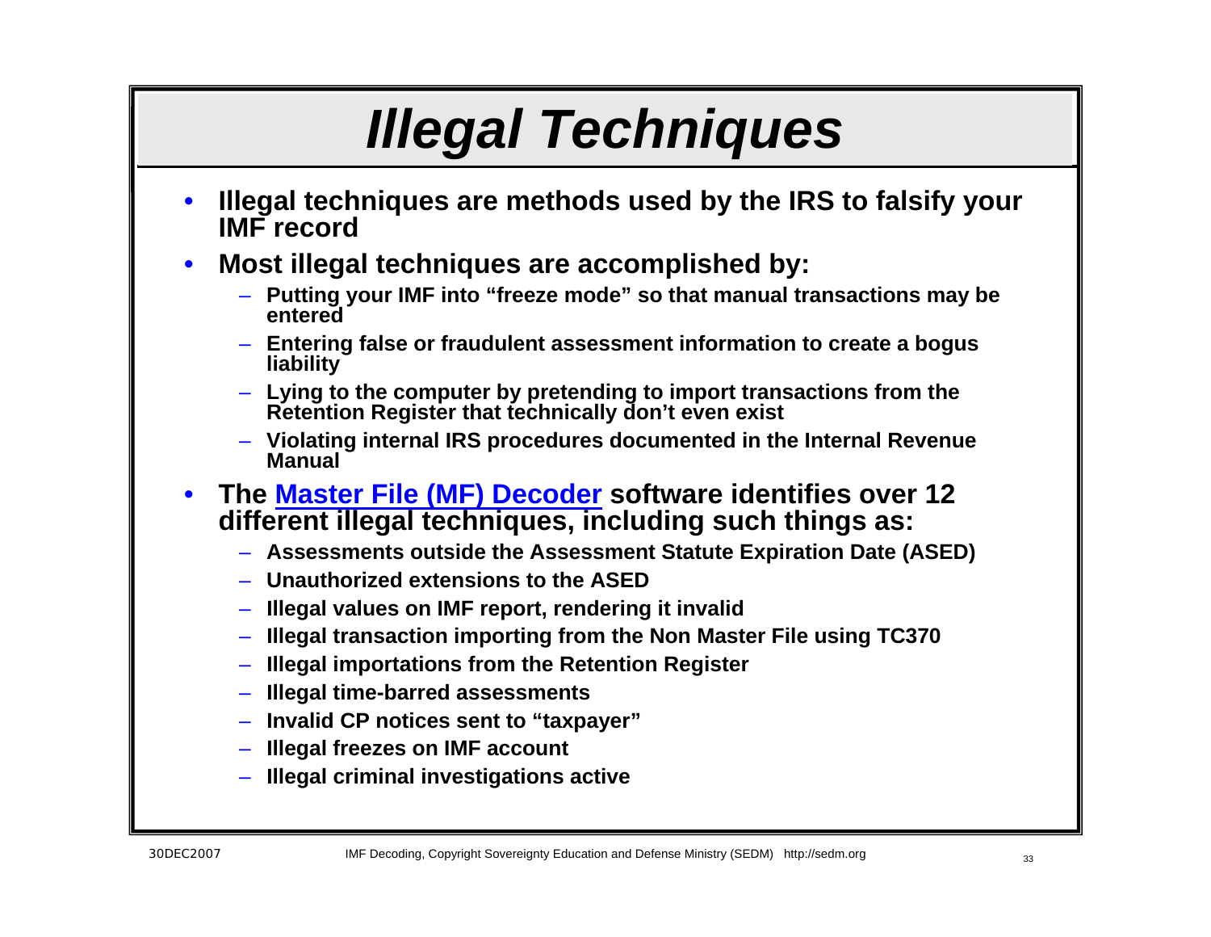# *Illegal Techniques*

- **Illegal techniques are methods used by the IRS to falsify your IMF record**
- **Most illegal techniques are accomplished by:**
  - **Putting your IMF into "freeze mode" so that manual transactions may be entered**
  - **Entering false or fraudulent assessment information to create a bogus liability**
  - **Lying to the computer by pretending to import transactions from the Retention Register that technically don't even exist**
  - **Violating internal IRS procedures documented in the Internal Revenue Manual**
- **The Master File (MF) Decoder software identifies over 12 different illegal techniques, including such things as:**
  - **Assessments outside the Assessment Statute Expiration Date (ASED)**
  - **Unauthorized extensions to the ASED**
  - **Illegal values on IMF report, rendering it invalid**
  - **Illegal transaction importing from the Non Master File using TC370**
  - **Illegal importations from the Retention Register**
  - **Illegal time-barred assessments**
  - **Invalid CP notices sent to "taxpayer"**
  - **Illegal freezes on IMF account**
  - **Illegal criminal investigations active**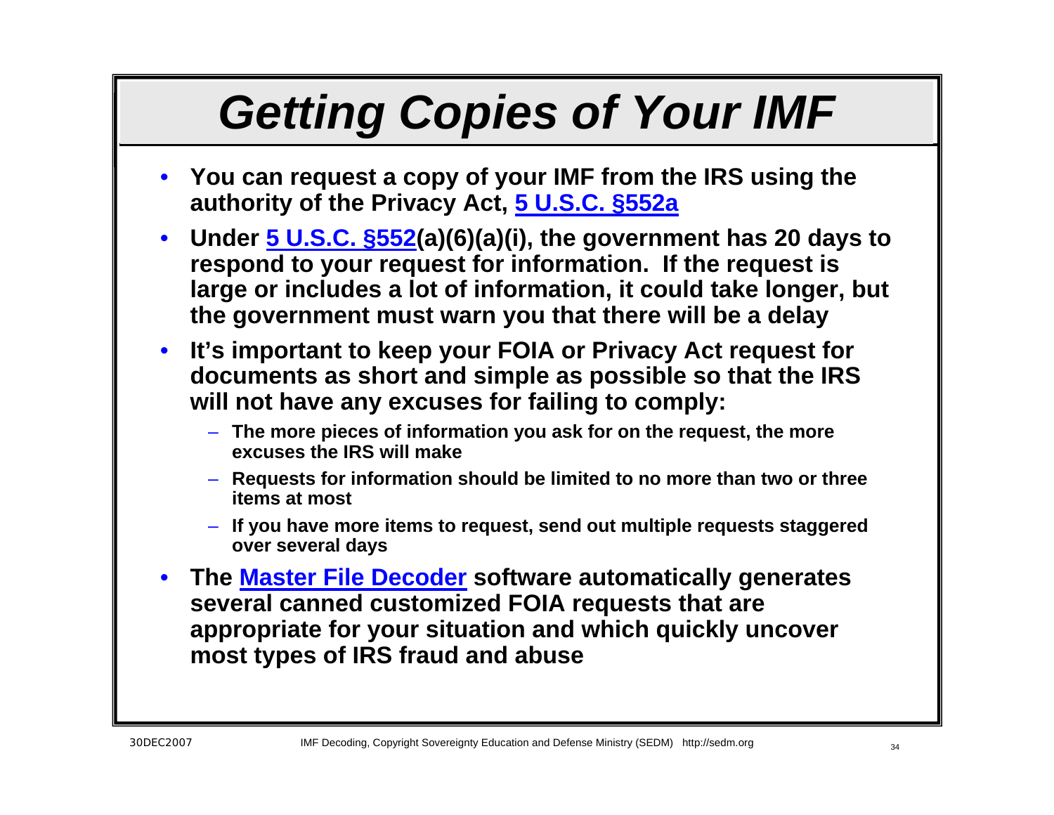# Getting Copies of Your IMF

- You can request a copy of your IMF from the IRS using the authority of the Privacy Act, 5 U.S.C. §552a
- Under 5 U.S.C. §552(a)(6)(a)(i), the government has 20 days to respond to your request for information. If the request is large or includes a lot of information, it could take longer, but the government must warn you that there will be a delay
- It's important to keep your FOIA or Privacy Act request for documents as short and simple as possible so that the IRS will not have any excuses for failing to comply:
  - The more pieces of information you ask for on the request, the more excuses the IRS will make
  - Requests for information should be limited to no more than two or three items at most
  - If you have more items to request, send out multiple requests staggered over several days
- The Master File Decoder software automatically generates several canned customized FOIA requests that are appropriate for your situation and which quickly uncover most types of IRS fraud and abuse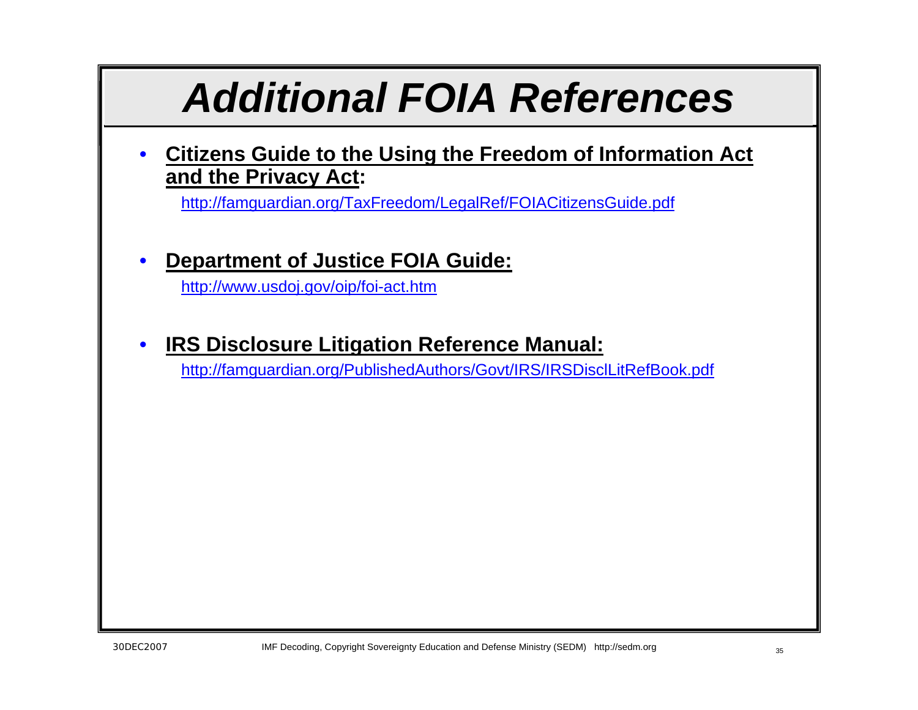# *Additional FOIA References*

- **Citizens Guide to the Using the Freedom of Information Act and the Privacy Act:**

  http://famguardian.org/TaxFreedom/LegalRef/FOIACitizensGuide.pdf

- **Department of Justice FOIA Guide:**

  http://www.usdoj.gov/oip/foi-act.htm

- **IRS Disclosure Litigation Reference Manual:**

  http://famguardian.org/PublishedAuthors/Govt/IRS/IRSDisclLitRefBook.pdf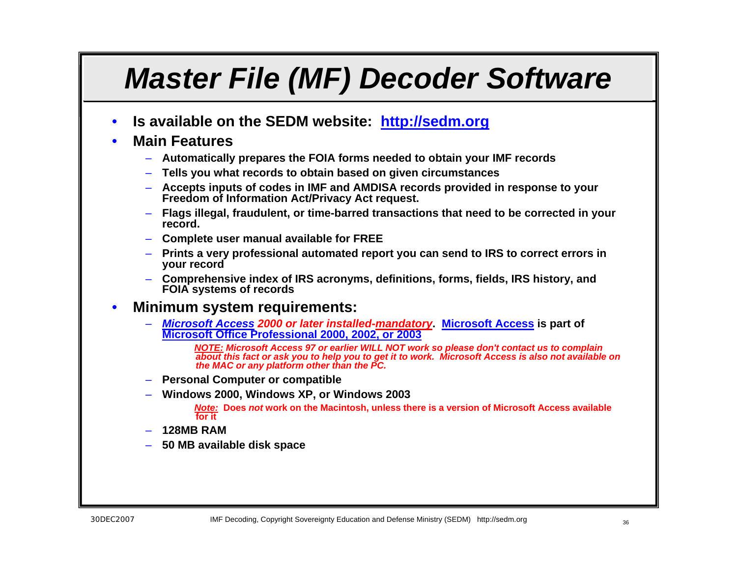# Master File (MF) Decoder Software

- **Is available on the SEDM website: http://sedm.org**
- **Main Features**
  - **Automatically prepares the FOIA forms needed to obtain your IMF records**
  - **Tells you what records to obtain based on given circumstances**
  - **Accepts inputs of codes in IMF and AMDISA records provided in response to your Freedom of Information Act/Privacy Act request.**
  - **Flags illegal, fraudulent, or time-barred transactions that need to be corrected in your record.**
  - **Complete user manual available for FREE**
  - **Prints a very professional automated report you can send to IRS to correct errors in your record**
  - **Comprehensive index of IRS acronyms, definitions, forms, fields, IRS history, and FOIA systems of records**
- **Minimum system requirements:**
  - ***Microsoft Access 2000 or later installed-mandatory*. Microsoft Access is part of Microsoft Office Professional 2000, 2002, or 2003**

    ***NOTE: Microsoft Access 97 or earlier WILL NOT work so please don't contact us to complain about this fact or ask you to help you to get it to work. Microsoft Access is also not available on the MAC or any platform other than the PC.***
  - **Personal Computer or compatible**
  - **Windows 2000, Windows XP, or Windows 2003**

    ***Note:* Does *not* work on the Macintosh, unless there is a version of Microsoft Access available for it**
  - **128MB RAM**
  - **50 MB available disk space**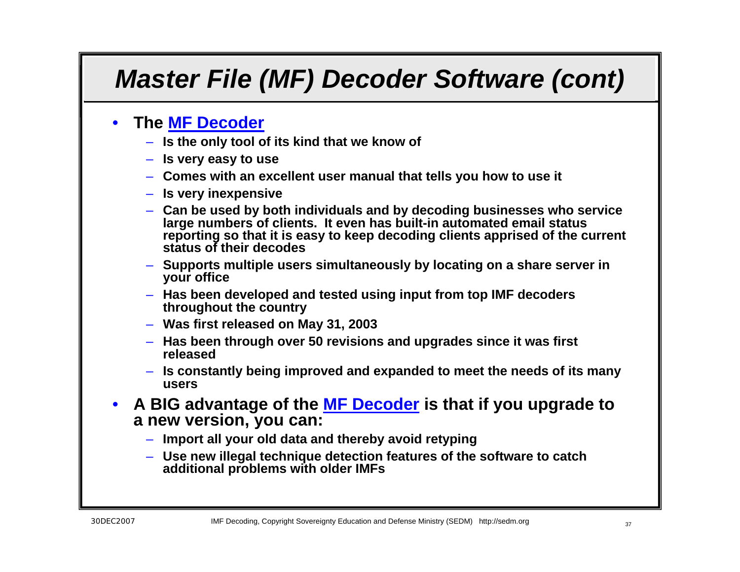# *Master File (MF) Decoder Software (cont)*

- **The MF Decoder**
  - **Is the only tool of its kind that we know of**
  - **Is very easy to use**
  - **Comes with an excellent user manual that tells you how to use it**
  - **Is very inexpensive**
  - **Can be used by both individuals and by decoding businesses who service large numbers of clients. It even has built-in automated email status reporting so that it is easy to keep decoding clients apprised of the current status of their decodes**
  - **Supports multiple users simultaneously by locating on a share server in your office**
  - **Has been developed and tested using input from top IMF decoders throughout the country**
  - **Was first released on May 31, 2003**
  - **Has been through over 50 revisions and upgrades since it was first released**
  - **Is constantly being improved and expanded to meet the needs of its many users**
- **A BIG advantage of the MF Decoder is that if you upgrade to a new version, you can:**
  - **Import all your old data and thereby avoid retyping**
  - **Use new illegal technique detection features of the software to catch additional problems with older IMFs**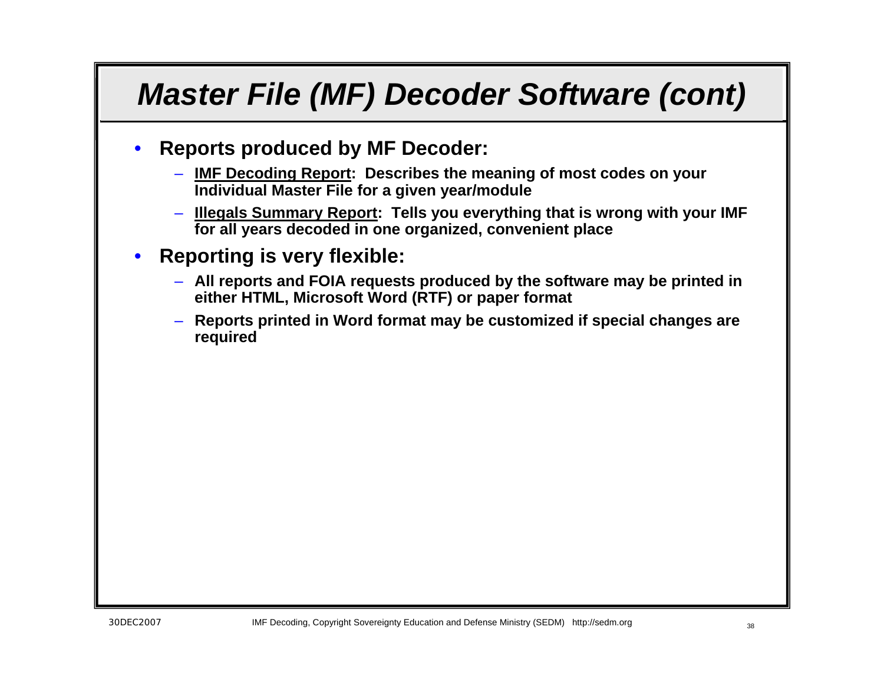# *Master File (MF) Decoder Software (cont)*

- **Reports produced by MF Decoder:**
  - **IMF Decoding Report: Describes the meaning of most codes on your Individual Master File for a given year/module**
  - **Illegals Summary Report: Tells you everything that is wrong with your IMF for all years decoded in one organized, convenient place**
- **Reporting is very flexible:**
  - **All reports and FOIA requests produced by the software may be printed in either HTML, Microsoft Word (RTF) or paper format**
  - **Reports printed in Word format may be customized if special changes are required**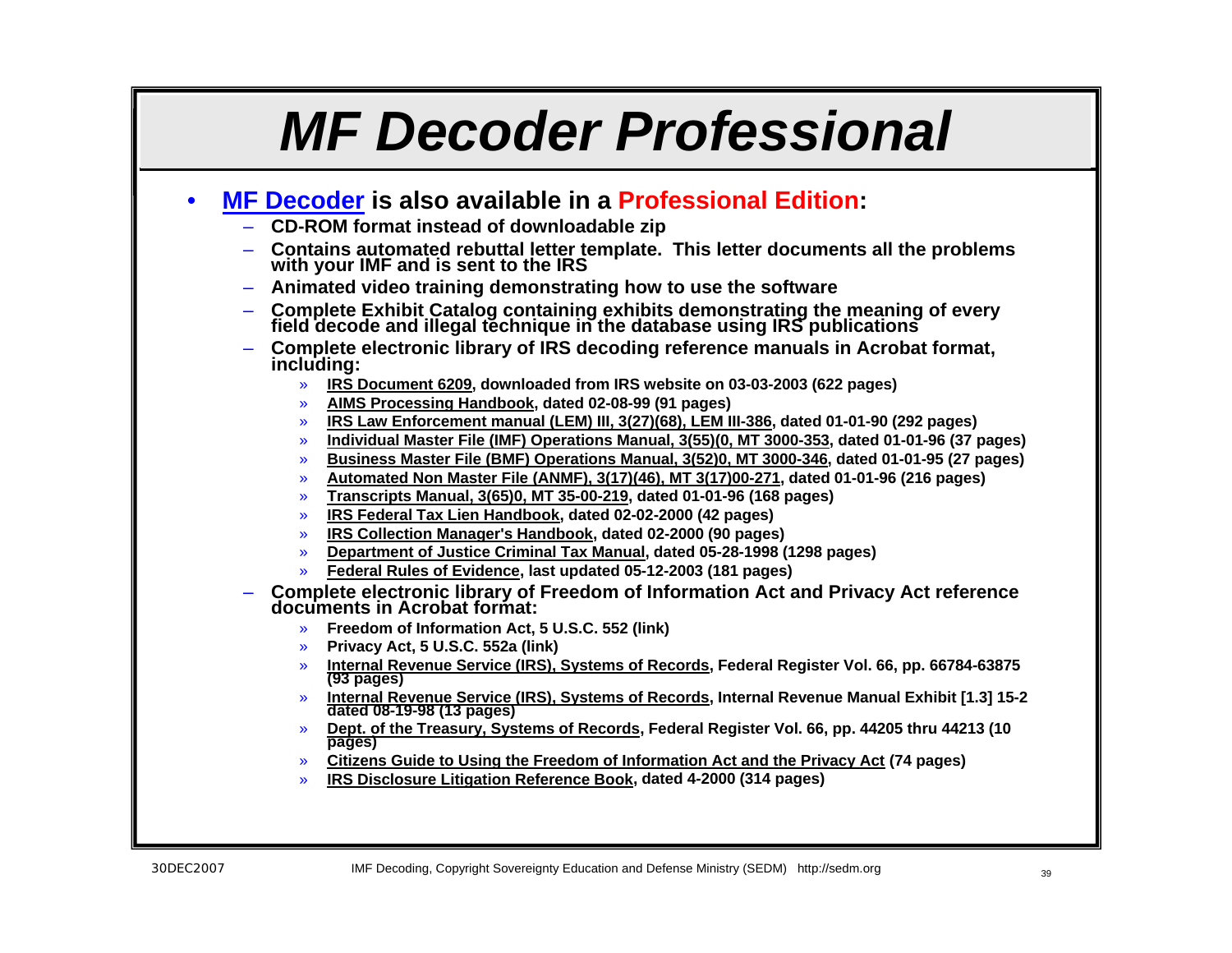# MF Decoder Professional

- **MF Decoder is also available in a Professional Edition:**
  - **CD-ROM format instead of downloadable zip**
  - **Contains automated rebuttal letter template. This letter documents all the problems with your IMF and is sent to the IRS**
  - **Animated video training demonstrating how to use the software**
  - **Complete Exhibit Catalog containing exhibits demonstrating the meaning of every field decode and illegal technique in the database using IRS publications**
  - **Complete electronic library of IRS decoding reference manuals in Acrobat format, including:**
    - **IRS Document 6209, downloaded from IRS website on 03-03-2003 (622 pages)**
    - **AIMS Processing Handbook, dated 02-08-99 (91 pages)**
    - **IRS Law Enforcement manual (LEM) III, 3(27)(68), LEM III-386, dated 01-01-90 (292 pages)**
    - **Individual Master File (IMF) Operations Manual, 3(55)(0, MT 3000-353, dated 01-01-96 (37 pages)**
    - **Business Master File (BMF) Operations Manual, 3(52)0, MT 3000-346, dated 01-01-95 (27 pages)**
    - **Automated Non Master File (ANMF), 3(17)(46), MT 3(17)00-271, dated 01-01-96 (216 pages)**
    - **Transcripts Manual, 3(65)0, MT 35-00-219, dated 01-01-96 (168 pages)**
    - **IRS Federal Tax Lien Handbook, dated 02-02-2000 (42 pages)**
    - **IRS Collection Manager's Handbook, dated 02-2000 (90 pages)**
    - **Department of Justice Criminal Tax Manual, dated 05-28-1998 (1298 pages)**
    - **Federal Rules of Evidence, last updated 05-12-2003 (181 pages)**
  - **Complete electronic library of Freedom of Information Act and Privacy Act reference documents in Acrobat format:**
    - **Freedom of Information Act, 5 U.S.C. 552 (link)**
    - **Privacy Act, 5 U.S.C. 552a (link)**
    - **Internal Revenue Service (IRS), Systems of Records, Federal Register Vol. 66, pp. 66784-63875 (93 pages)**
    - **Internal Revenue Service (IRS), Systems of Records, Internal Revenue Manual Exhibit [1.3] 15-2 dated 08-19-98 (13 pages)**
    - **Dept. of the Treasury, Systems of Records, Federal Register Vol. 66, pp. 44205 thru 44213 (10 pages)**
    - **Citizens Guide to Using the Freedom of Information Act and the Privacy Act (74 pages)**
    - **IRS Disclosure Litigation Reference Book, dated 4-2000 (314 pages)**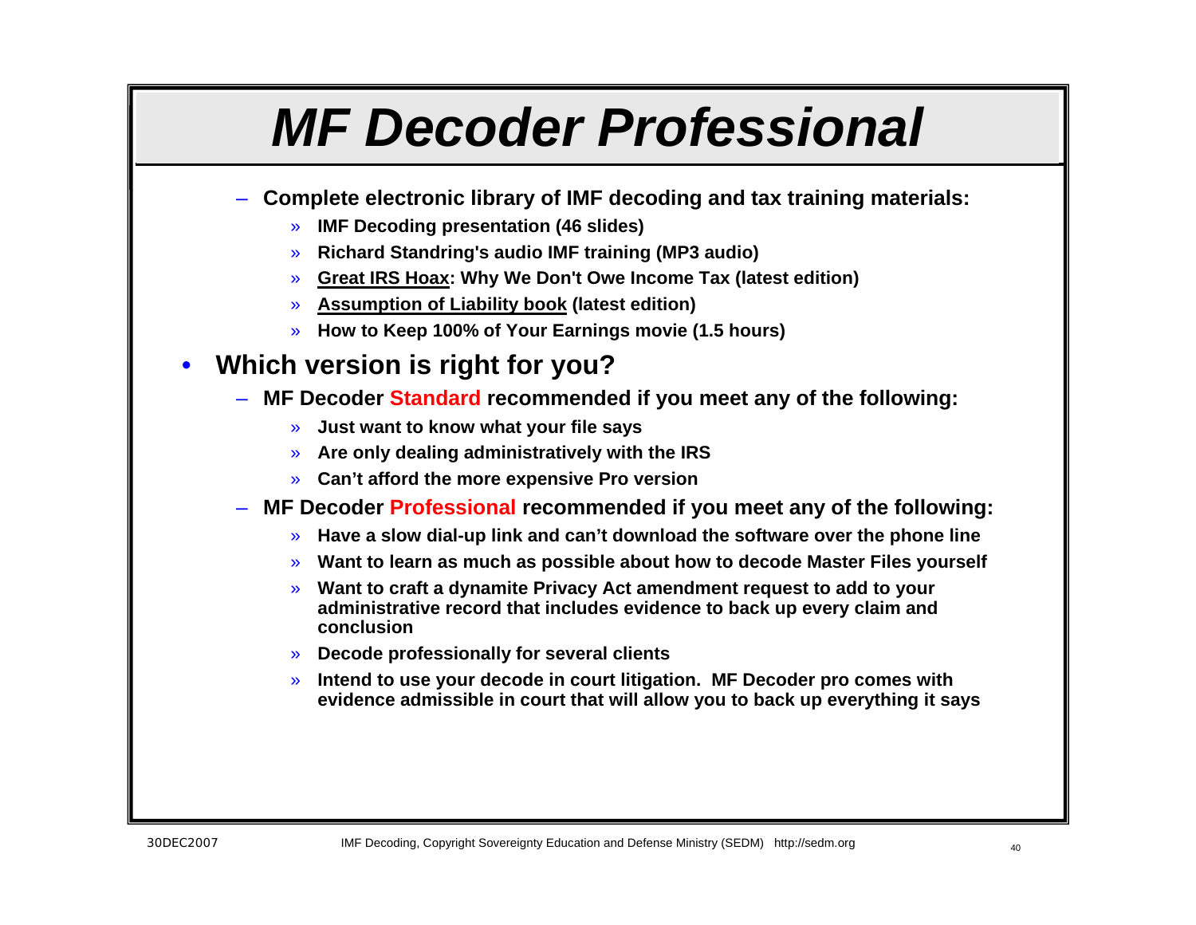# MF Decoder Professional

- **Complete electronic library of IMF decoding and tax training materials:**
  - **IMF Decoding presentation (46 slides)**
  - **Richard Standring's audio IMF training (MP3 audio)**
  - **Great IRS Hoax: Why We Don't Owe Income Tax (latest edition)**
  - **Assumption of Liability book (latest edition)**
  - **How to Keep 100% of Your Earnings movie (1.5 hours)**

- **Which version is right for you?**
  - **MF Decoder Standard recommended if you meet any of the following:**
    - **Just want to know what your file says**
    - **Are only dealing administratively with the IRS**
    - **Can't afford the more expensive Pro version**
  - **MF Decoder Professional recommended if you meet any of the following:**
    - **Have a slow dial-up link and can't download the software over the phone line**
    - **Want to learn as much as possible about how to decode Master Files yourself**
    - **Want to craft a dynamite Privacy Act amendment request to add to your administrative record that includes evidence to back up every claim and conclusion**
    - **Decode professionally for several clients**
    - **Intend to use your decode in court litigation. MF Decoder pro comes with evidence admissible in court that will allow you to back up everything it says**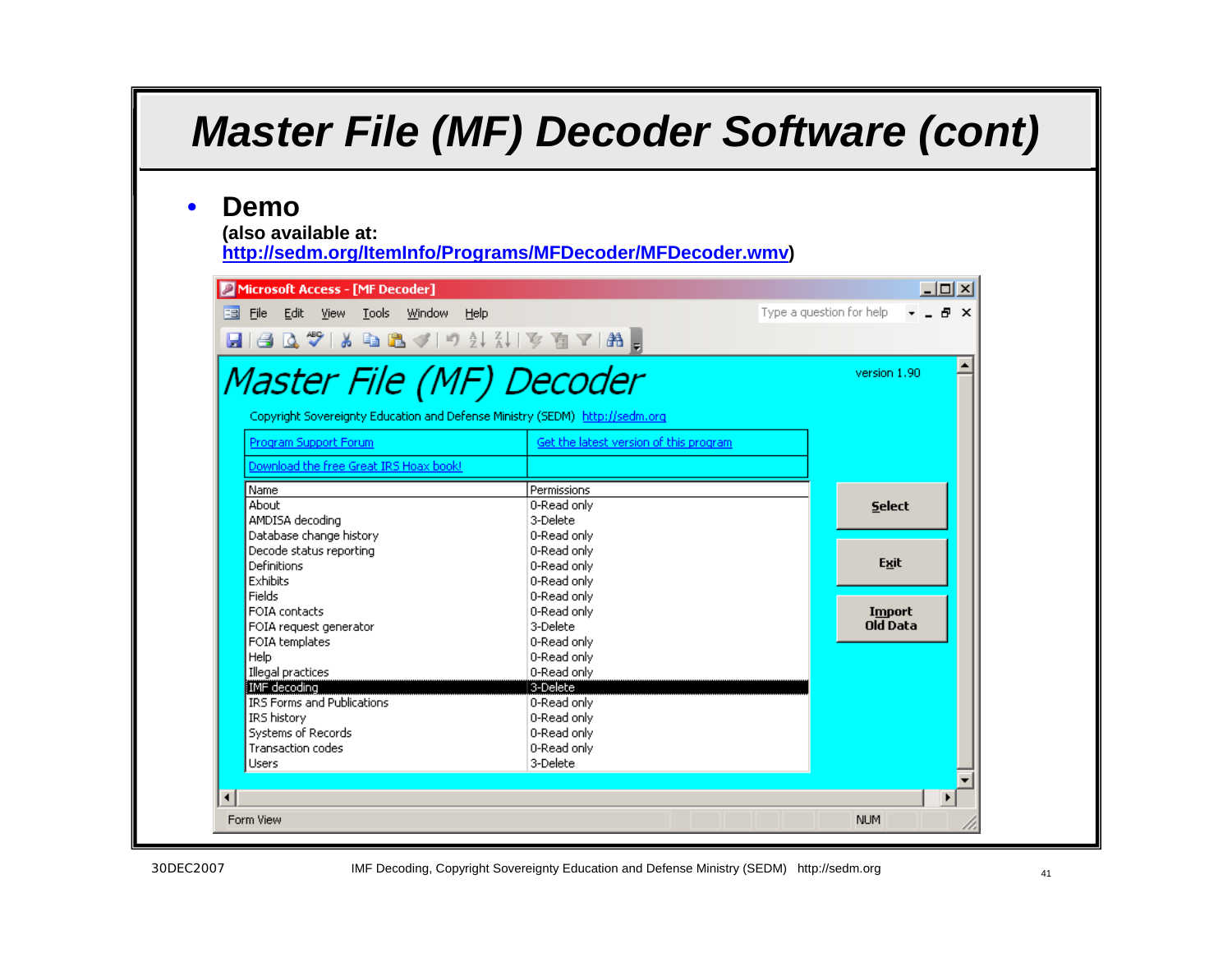# Master File (MF) Decoder Software (cont)

- **Demo**
  **(also available at: http://sedm.org/ItemInfo/Programs/MFDecoder/MFDecoder.wmv)**

Microsoft Access - [MF Decoder]

File Edit View Tools Window Help

# Master File (MF) Decoder

version 1.90

Copyright Sovereignty Education and Defense Ministry (SEDM) http://sedm.org

| Program Support Forum | Get the latest version of this program |
|---|---|
| Download the free Great IRS Hoax book! | |

| Name | Permissions |
|---|---|
| About | 0-Read only |
| AMDISA decoding | 3-Delete |
| Database change history | 0-Read only |
| Decode status reporting | 0-Read only |
| Definitions | 0-Read only |
| Exhibits | 0-Read only |
| Fields | 0-Read only |
| FOIA contacts | 0-Read only |
| FOIA request generator | 3-Delete |
| FOIA templates | 0-Read only |
| Help | 0-Read only |
| Illegal practices | 0-Read only |
| IMF decoding | 3-Delete |
| IRS Forms and Publications | 0-Read only |
| IRS history | 0-Read only |
| Systems of Records | 0-Read only |
| Transaction codes | 0-Read only |
| Users | 3-Delete |

Select

Exit

Import Old Data

Form View NUM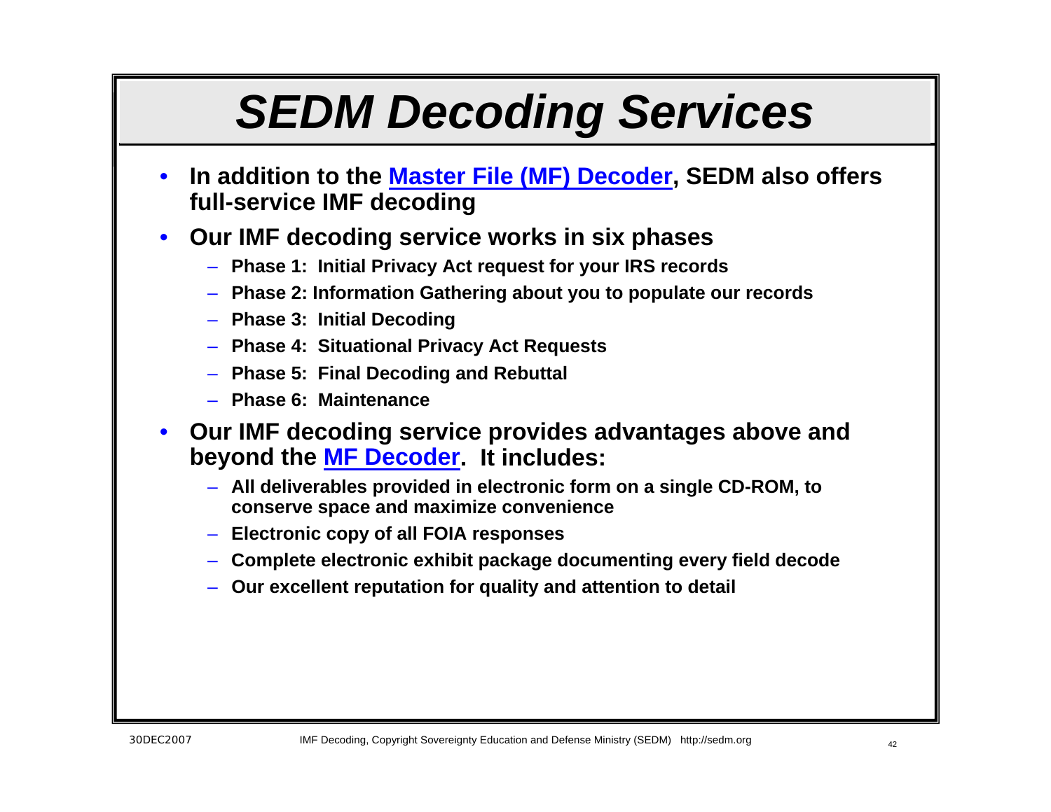# SEDM Decoding Services

- **In addition to the Master File (MF) Decoder, SEDM also offers full-service IMF decoding**
- **Our IMF decoding service works in six phases**
  - **Phase 1: Initial Privacy Act request for your IRS records**
  - **Phase 2: Information Gathering about you to populate our records**
  - **Phase 3: Initial Decoding**
  - **Phase 4: Situational Privacy Act Requests**
  - **Phase 5: Final Decoding and Rebuttal**
  - **Phase 6: Maintenance**
- **Our IMF decoding service provides advantages above and beyond the MF Decoder. It includes:**
  - **All deliverables provided in electronic form on a single CD-ROM, to conserve space and maximize convenience**
  - **Electronic copy of all FOIA responses**
  - **Complete electronic exhibit package documenting every field decode**
  - **Our excellent reputation for quality and attention to detail**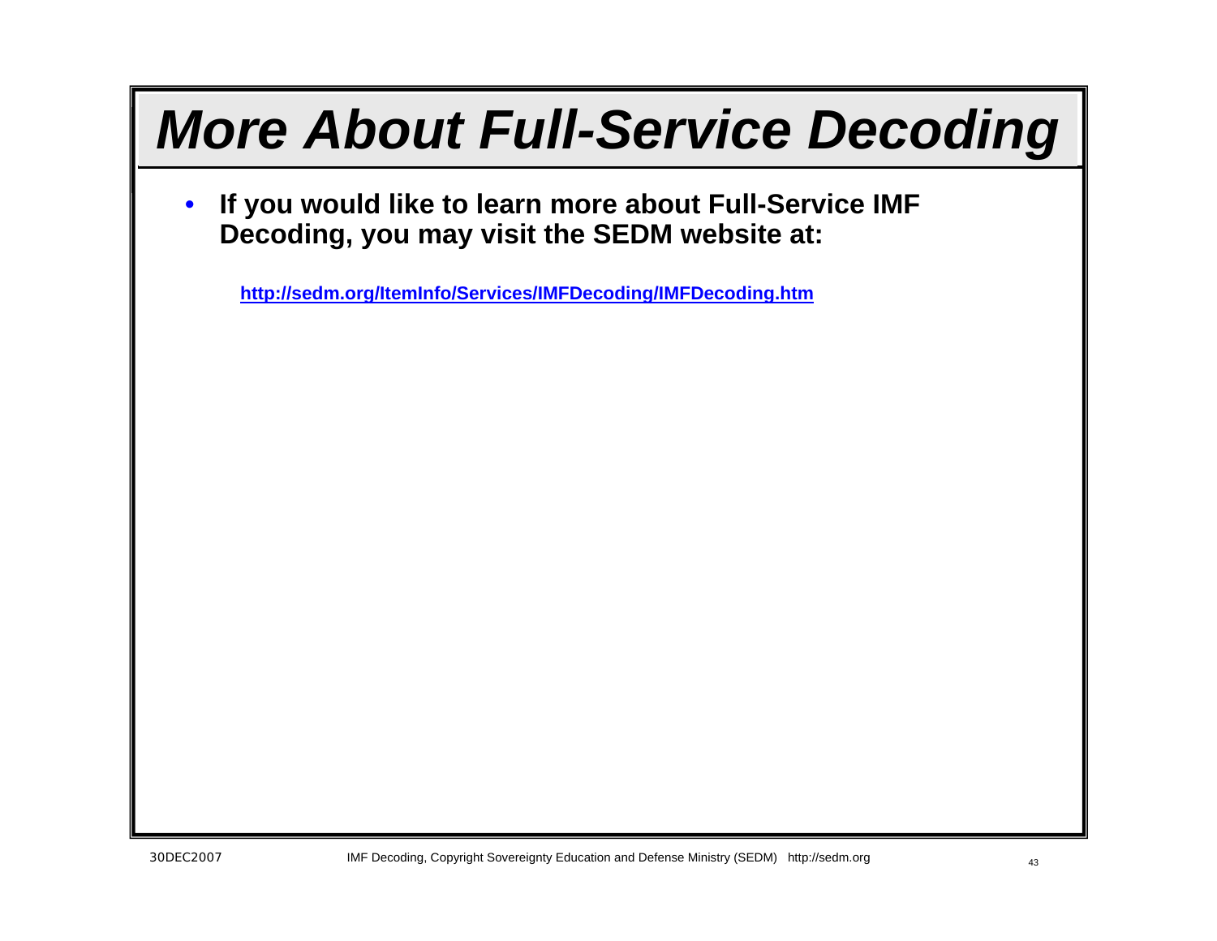# ***More About Full-Service Decoding***

- **If you would like to learn more about Full-Service IMF Decoding, you may visit the SEDM website at:**

  **http://sedm.org/ItemInfo/Services/IMFDecoding/IMFDecoding.htm**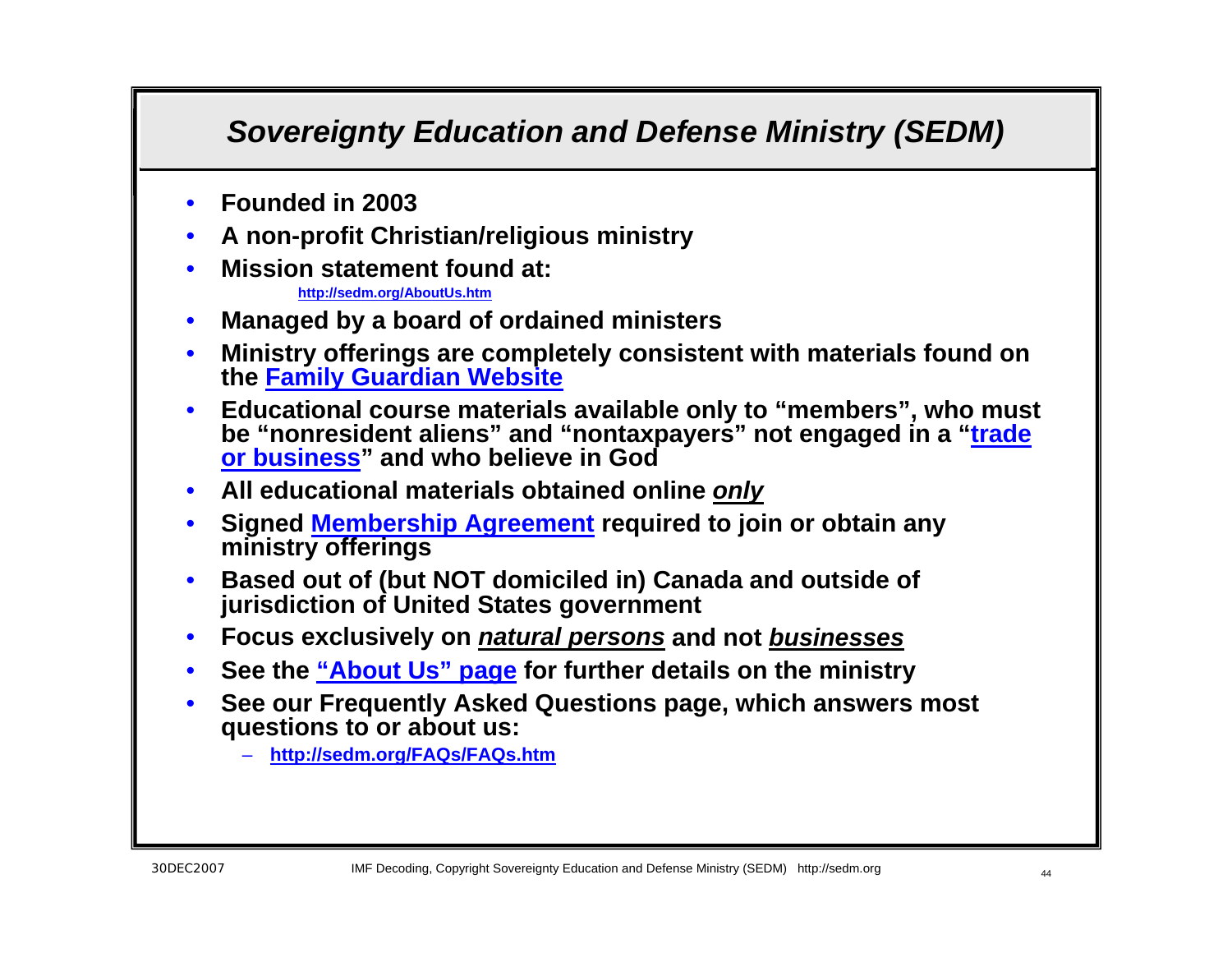## *Sovereignty Education and Defense Ministry (SEDM)*

- **Founded in 2003**
- **A non-profit Christian/religious ministry**
- **Mission statement found at:**
  **http://sedm.org/AboutUs.htm**
- **Managed by a board of ordained ministers**
- **Ministry offerings are completely consistent with materials found on the Family Guardian Website**
- **Educational course materials available only to "members", who must be "nonresident aliens" and "nontaxpayers" not engaged in a "trade or business" and who believe in God**
- **All educational materials obtained online *only***
- **Signed Membership Agreement required to join or obtain any ministry offerings**
- **Based out of (but NOT domiciled in) Canada and outside of jurisdiction of United States government**
- **Focus exclusively on *natural persons* and not *businesses***
- **See the "About Us" page for further details on the ministry**
- **See our Frequently Asked Questions page, which answers most questions to or about us:**
  - **http://sedm.org/FAQs/FAQs.htm**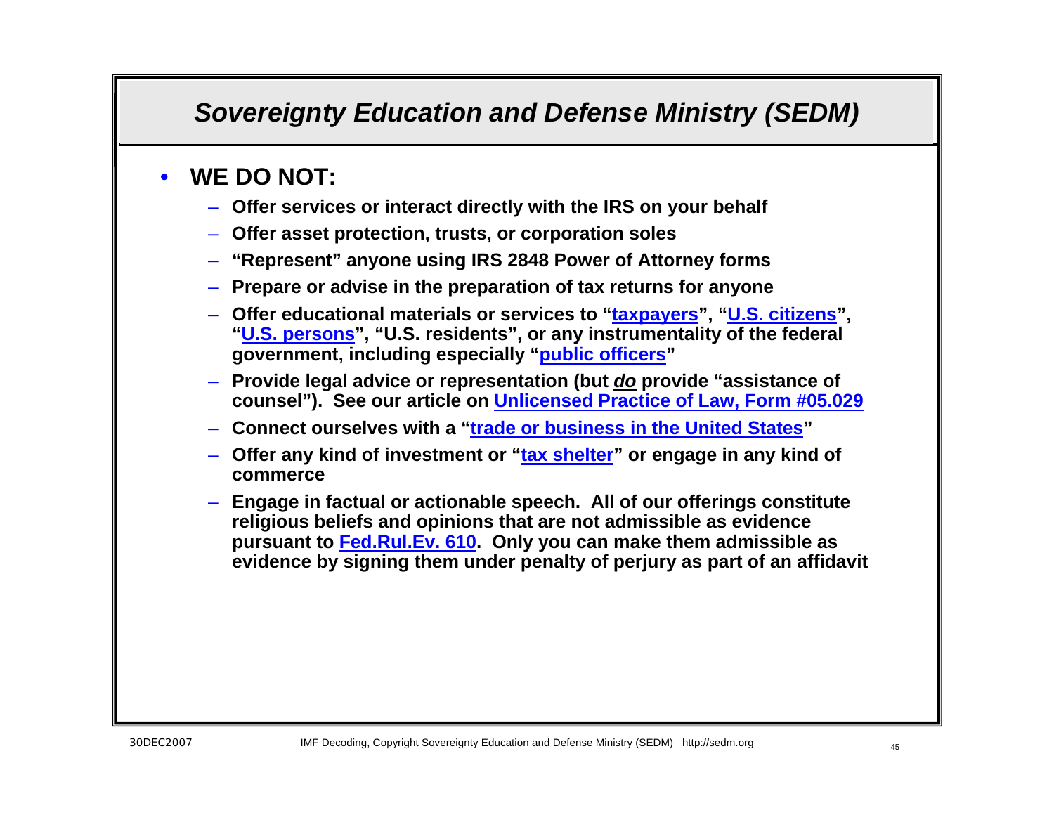## Sovereignty Education and Defense Ministry (SEDM)

- **WE DO NOT:**
  - **Offer services or interact directly with the IRS on your behalf**
  - **Offer asset protection, trusts, or corporation soles**
  - **"Represent" anyone using IRS 2848 Power of Attorney forms**
  - **Prepare or advise in the preparation of tax returns for anyone**
  - **Offer educational materials or services to "taxpayers", "U.S. citizens", "U.S. persons", "U.S. residents", or any instrumentality of the federal government, including especially "public officers"**
  - **Provide legal advice or representation (but *do* provide "assistance of counsel"). See our article on Unlicensed Practice of Law, Form #05.029**
  - **Connect ourselves with a "trade or business in the United States"**
  - **Offer any kind of investment or "tax shelter" or engage in any kind of commerce**
  - **Engage in factual or actionable speech. All of our offerings constitute religious beliefs and opinions that are not admissible as evidence pursuant to Fed.Rul.Ev. 610. Only you can make them admissible as evidence by signing them under penalty of perjury as part of an affidavit**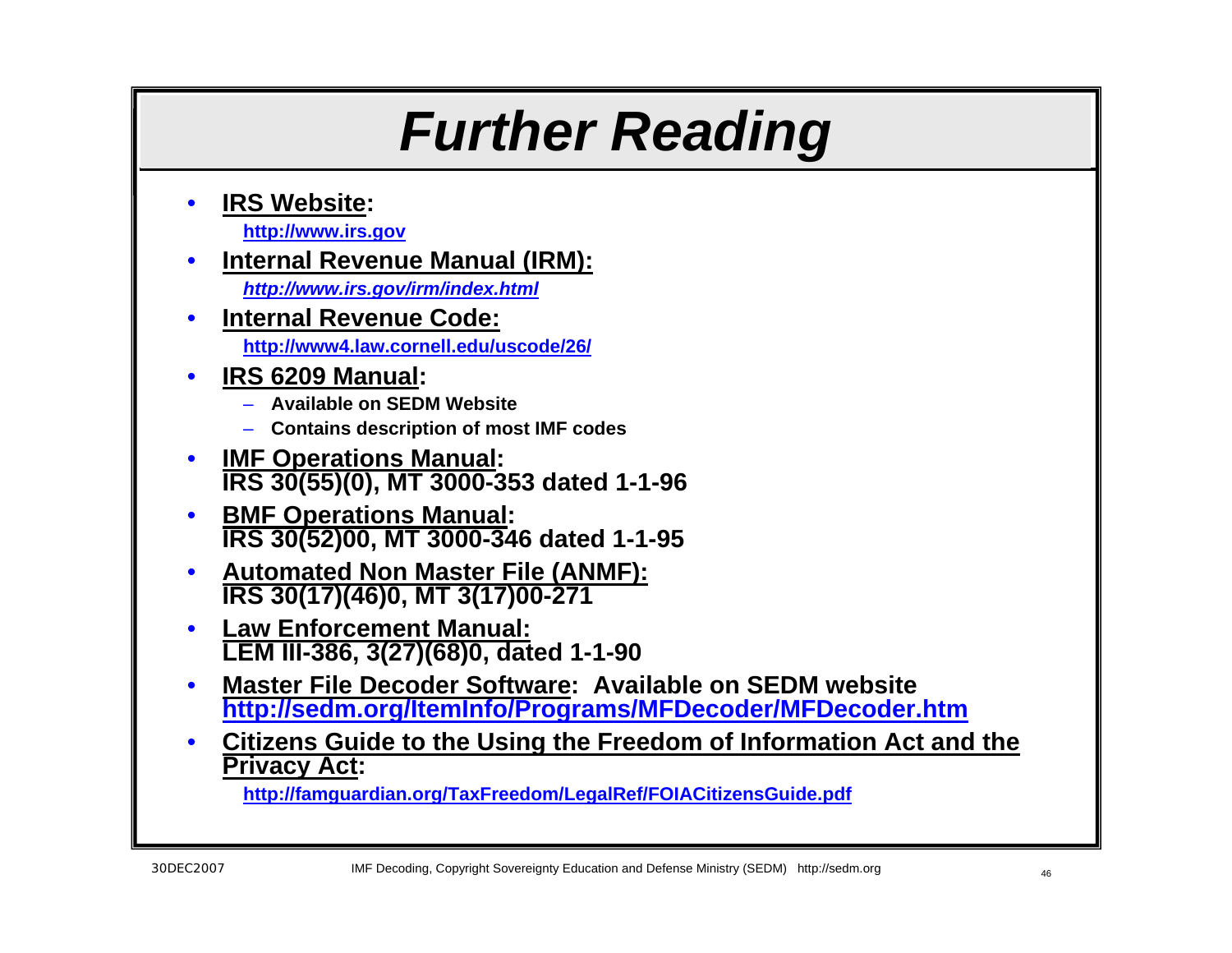# *Further Reading*

- **<u>IRS Website</u>:**
  **http://www.irs.gov**
- **<u>Internal Revenue Manual (IRM):</u>**
  ***http://www.irs.gov/irm/index.html***
- **<u>Internal Revenue Code:</u>**
  **http://www4.law.cornell.edu/uscode/26/**
- **<u>IRS 6209 Manual</u>:**
  - **Available on SEDM Website**
  - **Contains description of most IMF codes**
- **<u>IMF Operations Manual</u>: IRS 30(55)(0), MT 3000-353 dated 1-1-96**
- **<u>BMF Operations Manual</u>: IRS 30(52)00, MT 3000-346 dated 1-1-95**
- **<u>Automated Non Master File (ANMF):</u> IRS 30(17)(46)0, MT 3(17)00-271**
- **<u>Law Enforcement Manual:</u> LEM III-386, 3(27)(68)0, dated 1-1-90**
- **<u>Master File Decoder Software</u>: Available on SEDM website http://sedm.org/ItemInfo/Programs/MFDecoder/MFDecoder.htm**
- **<u>Citizens Guide to the Using the Freedom of Information Act and the Privacy Act</u>:**
  **http://famguardian.org/TaxFreedom/LegalRef/FOIACitizensGuide.pdf**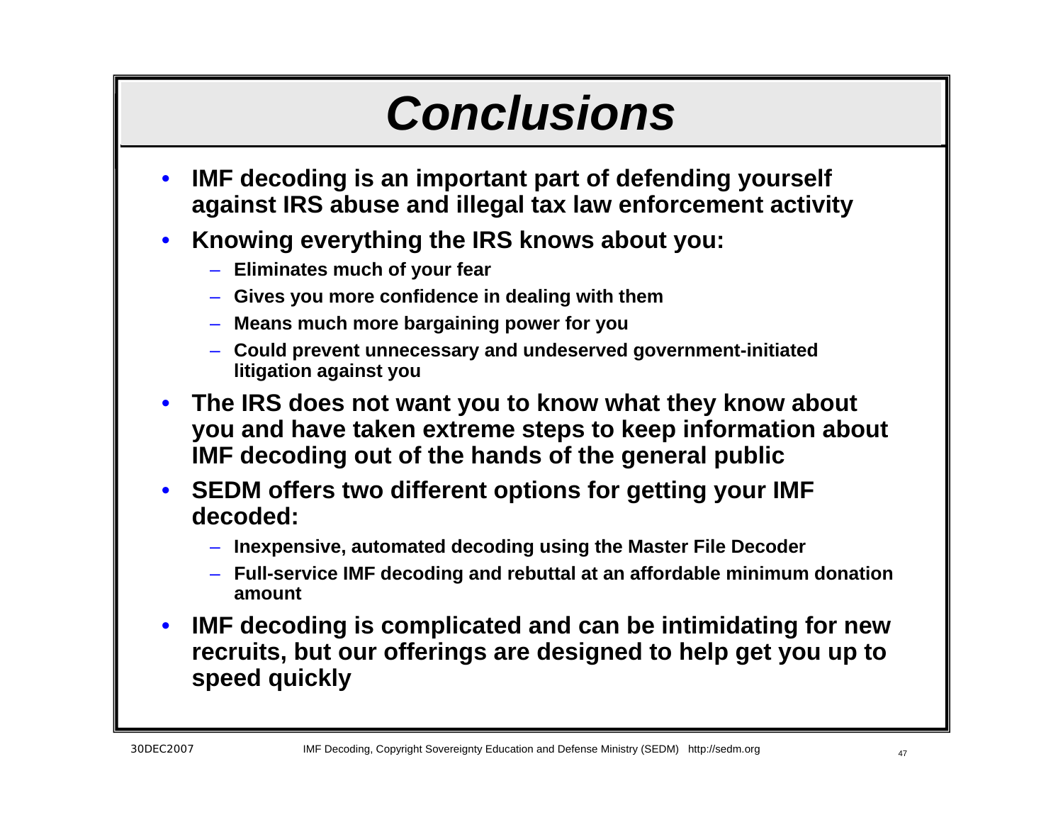# Conclusions

- **IMF decoding is an important part of defending yourself against IRS abuse and illegal tax law enforcement activity**
- **Knowing everything the IRS knows about you:**
  - **Eliminates much of your fear**
  - **Gives you more confidence in dealing with them**
  - **Means much more bargaining power for you**
  - **Could prevent unnecessary and undeserved government-initiated litigation against you**
- **The IRS does not want you to know what they know about you and have taken extreme steps to keep information about IMF decoding out of the hands of the general public**
- **SEDM offers two different options for getting your IMF decoded:**
  - **Inexpensive, automated decoding using the Master File Decoder**
  - **Full-service IMF decoding and rebuttal at an affordable minimum donation amount**
- **IMF decoding is complicated and can be intimidating for new recruits, but our offerings are designed to help get you up to speed quickly**